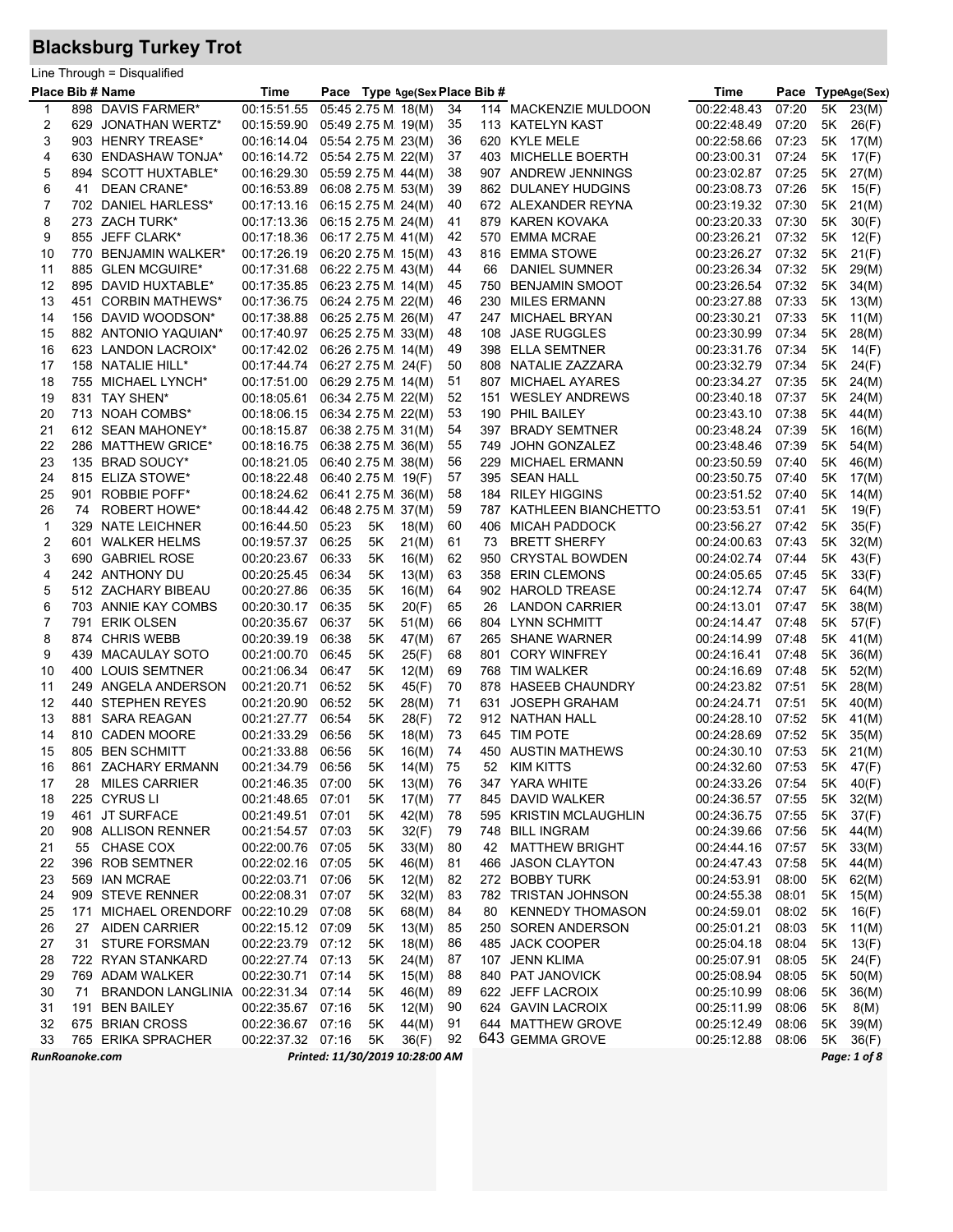# Blacksburg Turkey Trot

Line Through = Disqualified

| Place | Bib # | Name | Time | Pace | Type | Age(Sex) |
|---|---|---|---|---|---|---|
| 1 | 898 | DAVIS FARMER* | 00:15:51.55 | 05:45 | 2.75 M | 18(M) |
| 2 | 629 | JONATHAN WERTZ* | 00:15:59.90 | 05:49 | 2.75 M | 19(M) |
| 3 | 903 | HENRY TREASE* | 00:16:14.04 | 05:54 | 2.75 M | 23(M) |
| 4 | 630 | ENDASHAW TONJA* | 00:16:14.72 | 05:54 | 2.75 M | 22(M) |
| 5 | 894 | SCOTT HUXTABLE* | 00:16:29.30 | 05:59 | 2.75 M | 44(M) |
| 6 | 41 | DEAN CRANE* | 00:16:53.89 | 06:08 | 2.75 M | 53(M) |
| 7 | 702 | DANIEL HARLESS* | 00:17:13.16 | 06:15 | 2.75 M | 24(M) |
| 8 | 273 | ZACH TURK* | 00:17:13.36 | 06:15 | 2.75 M | 24(M) |
| 9 | 855 | JEFF CLARK* | 00:17:18.36 | 06:17 | 2.75 M | 41(M) |
| 10 | 770 | BENJAMIN WALKER* | 00:17:26.19 | 06:20 | 2.75 M | 15(M) |
| 11 | 885 | GLEN MCGUIRE* | 00:17:31.68 | 06:22 | 2.75 M | 43(M) |
| 12 | 895 | DAVID HUXTABLE* | 00:17:35.85 | 06:23 | 2.75 M | 14(M) |
| 13 | 451 | CORBIN MATHEWS* | 00:17:36.75 | 06:24 | 2.75 M | 22(M) |
| 14 | 156 | DAVID WOODSON* | 00:17:38.88 | 06:25 | 2.75 M | 26(M) |
| 15 | 882 | ANTONIO YAQUIAN* | 00:17:40.97 | 06:25 | 2.75 M | 33(M) |
| 16 | 623 | LANDON LACROIX* | 00:17:42.02 | 06:26 | 2.75 M | 14(M) |
| 17 | 158 | NATALIE HILL* | 00:17:44.74 | 06:27 | 2.75 M | 24(F) |
| 18 | 755 | MICHAEL LYNCH* | 00:17:51.00 | 06:29 | 2.75 M | 14(M) |
| 19 | 831 | TAY SHEN* | 00:18:05.61 | 06:34 | 2.75 M | 22(M) |
| 20 | 713 | NOAH COMBS* | 00:18:06.15 | 06:34 | 2.75 M | 22(M) |
| 21 | 612 | SEAN MAHONEY* | 00:18:15.87 | 06:38 | 2.75 M | 31(M) |
| 22 | 286 | MATTHEW GRICE* | 00:18:16.75 | 06:38 | 2.75 M | 36(M) |
| 23 | 135 | BRAD SOUCY* | 00:18:21.05 | 06:40 | 2.75 M | 38(M) |
| 24 | 815 | ELIZA STOWE* | 00:18:22.48 | 06:40 | 2.75 M | 19(F) |
| 25 | 901 | ROBBIE POFF* | 00:18:24.62 | 06:41 | 2.75 M | 36(M) |
| 26 | 74 | ROBERT HOWE* | 00:18:44.42 | 06:48 | 2.75 M | 37(M) |
| 1 | 329 | NATE LEICHNER | 00:16:44.50 | 05:23 | 5K | 18(M) |
| 2 | 601 | WALKER HELMS | 00:19:57.37 | 06:25 | 5K | 21(M) |
| 3 | 690 | GABRIEL ROSE | 00:20:23.67 | 06:33 | 5K | 16(M) |
| 4 | 242 | ANTHONY DU | 00:20:25.45 | 06:34 | 5K | 13(M) |
| 5 | 512 | ZACHARY BIBEAU | 00:20:27.86 | 06:35 | 5K | 16(M) |
| 6 | 703 | ANNIE KAY COMBS | 00:20:30.17 | 06:35 | 5K | 20(F) |
| 7 | 791 | ERIK OLSEN | 00:20:35.67 | 06:37 | 5K | 51(M) |
| 8 | 874 | CHRIS WEBB | 00:20:39.19 | 06:38 | 5K | 47(M) |
| 9 | 439 | MACAULAY SOTO | 00:21:00.70 | 06:45 | 5K | 25(F) |
| 10 | 400 | LOUIS SEMTNER | 00:21:06.34 | 06:47 | 5K | 12(M) |
| 11 | 249 | ANGELA ANDERSON | 00:21:20.71 | 06:52 | 5K | 45(F) |
| 12 | 440 | STEPHEN REYES | 00:21:20.90 | 06:52 | 5K | 28(M) |
| 13 | 881 | SARA REAGAN | 00:21:27.77 | 06:54 | 5K | 28(F) |
| 14 | 810 | CADEN MOORE | 00:21:33.29 | 06:56 | 5K | 18(M) |
| 15 | 805 | BEN SCHMITT | 00:21:33.88 | 06:56 | 5K | 16(M) |
| 16 | 861 | ZACHARY ERMANN | 00:21:34.79 | 06:56 | 5K | 14(M) |
| 17 | 28 | MILES CARRIER | 00:21:46.35 | 07:00 | 5K | 13(M) |
| 18 | 225 | CYRUS LI | 00:21:48.65 | 07:01 | 5K | 17(M) |
| 19 | 461 | JT SURFACE | 00:21:49.51 | 07:01 | 5K | 42(M) |
| 20 | 908 | ALLISON RENNER | 00:21:54.57 | 07:03 | 5K | 32(F) |
| 21 | 55 | CHASE COX | 00:22:00.76 | 07:05 | 5K | 33(M) |
| 22 | 396 | ROB SEMTNER | 00:22:02.16 | 07:05 | 5K | 46(M) |
| 23 | 569 | IAN MCRAE | 00:22:03.71 | 07:06 | 5K | 12(M) |
| 24 | 909 | STEVE RENNER | 00:22:08.31 | 07:07 | 5K | 32(M) |
| 25 | 171 | MICHAEL ORENDORF | 00:22:10.29 | 07:08 | 5K | 68(M) |
| 26 | 27 | AIDEN CARRIER | 00:22:15.12 | 07:09 | 5K | 13(M) |
| 27 | 31 | STURE FORSMAN | 00:22:23.79 | 07:12 | 5K | 18(M) |
| 28 | 722 | RYAN STANKARD | 00:22:27.74 | 07:13 | 5K | 24(M) |
| 29 | 769 | ADAM WALKER | 00:22:30.71 | 07:14 | 5K | 15(M) |
| 30 | 71 | BRANDON LANGLINIA | 00:22:31.34 | 07:14 | 5K | 46(M) |
| 31 | 191 | BEN BAILEY | 00:22:35.67 | 07:16 | 5K | 12(M) |
| 32 | 675 | BRIAN CROSS | 00:22:36.67 | 07:16 | 5K | 44(M) |
| 33 | 765 | ERIKA SPRACHER | 00:22:37.32 | 07:16 | 5K | 36(F) |
| 34 | 114 | MACKENZIE MULDOON | 00:22:48.43 | 07:20 | 5K | 23(M) |
| 35 | 113 | KATELYN KAST | 00:22:48.49 | 07:20 | 5K | 26(F) |
| 36 | 620 | KYLE MELE | 00:22:58.66 | 07:23 | 5K | 17(M) |
| 37 | 403 | MICHELLE BOERTH | 00:23:00.31 | 07:24 | 5K | 17(F) |
| 38 | 907 | ANDREW JENNINGS | 00:23:02.87 | 07:25 | 5K | 27(M) |
| 39 | 862 | DULANEY HUDGINS | 00:23:08.73 | 07:26 | 5K | 15(F) |
| 40 | 672 | ALEXANDER REYNA | 00:23:19.32 | 07:30 | 5K | 21(M) |
| 41 | 879 | KAREN KOVAKA | 00:23:20.33 | 07:30 | 5K | 30(F) |
| 42 | 570 | EMMA MCRAE | 00:23:26.21 | 07:32 | 5K | 12(F) |
| 43 | 816 | EMMA STOWE | 00:23:26.27 | 07:32 | 5K | 21(F) |
| 44 | 66 | DANIEL SUMNER | 00:23:26.34 | 07:32 | 5K | 29(M) |
| 45 | 750 | BENJAMIN SMOOT | 00:23:26.54 | 07:32 | 5K | 34(M) |
| 46 | 230 | MILES ERMANN | 00:23:27.88 | 07:33 | 5K | 13(M) |
| 47 | 247 | MICHAEL BRYAN | 00:23:30.21 | 07:33 | 5K | 11(M) |
| 48 | 108 | JASE RUGGLES | 00:23:30.99 | 07:34 | 5K | 28(M) |
| 49 | 398 | ELLA SEMTNER | 00:23:31.76 | 07:34 | 5K | 14(F) |
| 50 | 808 | NATALIE ZAZZARA | 00:23:32.79 | 07:34 | 5K | 24(F) |
| 51 | 807 | MICHAEL AYARES | 00:23:34.27 | 07:35 | 5K | 24(M) |
| 52 | 151 | WESLEY ANDREWS | 00:23:40.18 | 07:37 | 5K | 24(M) |
| 53 | 190 | PHIL BAILEY | 00:23:43.10 | 07:38 | 5K | 44(M) |
| 54 | 397 | BRADY SEMTNER | 00:23:48.24 | 07:39 | 5K | 16(M) |
| 55 | 749 | JOHN GONZALEZ | 00:23:48.46 | 07:39 | 5K | 54(M) |
| 56 | 229 | MICHAEL ERMANN | 00:23:50.59 | 07:40 | 5K | 46(M) |
| 57 | 395 | SEAN HALL | 00:23:50.75 | 07:40 | 5K | 17(M) |
| 58 | 184 | RILEY HIGGINS | 00:23:51.52 | 07:40 | 5K | 14(M) |
| 59 | 787 | KATHLEEN BIANCHETTO | 00:23:53.51 | 07:41 | 5K | 19(F) |
| 60 | 406 | MICAH PADDOCK | 00:23:56.27 | 07:42 | 5K | 35(F) |
| 61 | 73 | BRETT SHERFY | 00:24:00.63 | 07:43 | 5K | 32(M) |
| 62 | 950 | CRYSTAL BOWDEN | 00:24:02.74 | 07:44 | 5K | 43(F) |
| 63 | 358 | ERIN CLEMONS | 00:24:05.65 | 07:45 | 5K | 33(F) |
| 64 | 902 | HAROLD TREASE | 00:24:12.74 | 07:47 | 5K | 64(M) |
| 65 | 26 | LANDON CARRIER | 00:24:13.01 | 07:47 | 5K | 38(M) |
| 66 | 804 | LYNN SCHMITT | 00:24:14.47 | 07:48 | 5K | 57(F) |
| 67 | 265 | SHANE WARNER | 00:24:14.99 | 07:48 | 5K | 41(M) |
| 68 | 801 | CORY WINFREY | 00:24:16.41 | 07:48 | 5K | 36(M) |
| 69 | 768 | TIM WALKER | 00:24:16.69 | 07:48 | 5K | 52(M) |
| 70 | 878 | HASEEB CHAUNDRY | 00:24:23.82 | 07:51 | 5K | 28(M) |
| 71 | 631 | JOSEPH GRAHAM | 00:24:24.71 | 07:51 | 5K | 40(M) |
| 72 | 912 | NATHAN HALL | 00:24:28.10 | 07:52 | 5K | 41(M) |
| 73 | 645 | TIM POTE | 00:24:28.69 | 07:52 | 5K | 35(M) |
| 74 | 450 | AUSTIN MATHEWS | 00:24:30.10 | 07:53 | 5K | 21(M) |
| 75 | 52 | KIM KITTS | 00:24:32.60 | 07:53 | 5K | 47(F) |
| 76 | 347 | YARA WHITE | 00:24:33.26 | 07:54 | 5K | 40(F) |
| 77 | 845 | DAVID WALKER | 00:24:36.57 | 07:55 | 5K | 32(M) |
| 78 | 595 | KRISTIN MCLAUGHLIN | 00:24:36.75 | 07:55 | 5K | 37(F) |
| 79 | 748 | BILL INGRAM | 00:24:39.66 | 07:56 | 5K | 44(M) |
| 80 | 42 | MATTHEW BRIGHT | 00:24:44.16 | 07:57 | 5K | 33(M) |
| 81 | 466 | JASON CLAYTON | 00:24:47.43 | 07:58 | 5K | 44(M) |
| 82 | 272 | BOBBY TURK | 00:24:53.91 | 08:00 | 5K | 62(M) |
| 83 | 782 | TRISTAN JOHNSON | 00:24:55.38 | 08:01 | 5K | 15(M) |
| 84 | 80 | KENNEDY THOMASON | 00:24:59.01 | 08:02 | 5K | 16(F) |
| 85 | 250 | SOREN ANDERSON | 00:25:01.21 | 08:03 | 5K | 11(M) |
| 86 | 485 | JACK COOPER | 00:25:04.18 | 08:04 | 5K | 13(F) |
| 87 | 107 | JENN KLIMA | 00:25:07.91 | 08:05 | 5K | 24(F) |
| 88 | 840 | PAT JANOVICK | 00:25:08.94 | 08:05 | 5K | 50(M) |
| 89 | 622 | JEFF LACROIX | 00:25:10.99 | 08:06 | 5K | 36(M) |
| 90 | 624 | GAVIN LACROIX | 00:25:11.99 | 08:06 | 5K | 8(M) |
| 91 | 644 | MATTHEW GROVE | 00:25:12.49 | 08:06 | 5K | 39(M) |
| 92 | 643 | GEMMA GROVE | 00:25:12.88 | 08:06 | 5K | 36(F) |

RunRoanoke.com — Printed: 11/30/2019 10:28:00 AM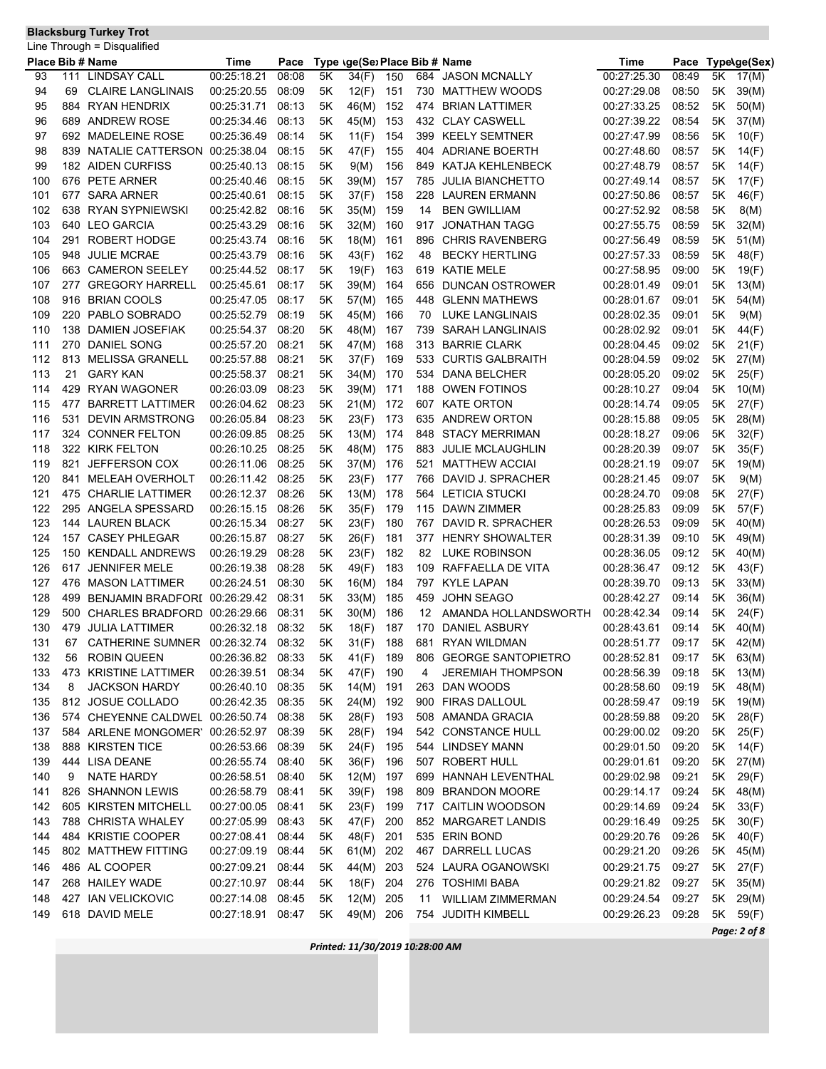**Blacksburg Turkey Trot**

Line Through = Disqualified

| Place | Bib # | Name | Time | Pace | Type | Age(Sex) |
|---|---|---|---|---|---|---|
| 93 | 111 | LINDSAY CALL | 00:25:18.21 | 08:08 | 5K | 34(F) |
| 94 | 69 | CLAIRE LANGLINAIS | 00:25:20.55 | 08:09 | 5K | 12(F) |
| 95 | 884 | RYAN HENDRIX | 00:25:31.71 | 08:13 | 5K | 46(M) |
| 96 | 689 | ANDREW ROSE | 00:25:34.46 | 08:13 | 5K | 45(M) |
| 97 | 692 | MADELEINE ROSE | 00:25:36.49 | 08:14 | 5K | 11(F) |
| 98 | 839 | NATALIE CATTERSON | 00:25:38.04 | 08:15 | 5K | 47(F) |
| 99 | 182 | AIDEN CURFISS | 00:25:40.13 | 08:15 | 5K | 9(M) |
| 100 | 676 | PETE ARNER | 00:25:40.46 | 08:15 | 5K | 39(M) |
| 101 | 677 | SARA ARNER | 00:25:40.61 | 08:15 | 5K | 37(F) |
| 102 | 638 | RYAN SYPNIEWSKI | 00:25:42.82 | 08:16 | 5K | 35(M) |
| 103 | 640 | LEO GARCIA | 00:25:43.29 | 08:16 | 5K | 32(M) |
| 104 | 291 | ROBERT HODGE | 00:25:43.74 | 08:16 | 5K | 18(M) |
| 105 | 948 | JULIE MCRAE | 00:25:43.79 | 08:16 | 5K | 43(F) |
| 106 | 663 | CAMERON SEELEY | 00:25:44.52 | 08:17 | 5K | 19(F) |
| 107 | 277 | GREGORY HARRELL | 00:25:45.61 | 08:17 | 5K | 39(M) |
| 108 | 916 | BRIAN COOLS | 00:25:47.05 | 08:17 | 5K | 57(M) |
| 109 | 220 | PABLO SOBRADO | 00:25:52.79 | 08:19 | 5K | 45(M) |
| 110 | 138 | DAMIEN JOSEFIAK | 00:25:54.37 | 08:20 | 5K | 48(M) |
| 111 | 270 | DANIEL SONG | 00:25:57.20 | 08:21 | 5K | 47(M) |
| 112 | 813 | MELISSA GRANELL | 00:25:57.88 | 08:21 | 5K | 37(F) |
| 113 | 21 | GARY KAN | 00:25:58.37 | 08:21 | 5K | 34(M) |
| 114 | 429 | RYAN WAGONER | 00:26:03.09 | 08:23 | 5K | 39(M) |
| 115 | 477 | BARRETT LATTIMER | 00:26:04.62 | 08:23 | 5K | 21(M) |
| 116 | 531 | DEVIN ARMSTRONG | 00:26:05.84 | 08:23 | 5K | 23(F) |
| 117 | 324 | CONNER FELTON | 00:26:09.85 | 08:25 | 5K | 13(M) |
| 118 | 322 | KIRK FELTON | 00:26:10.25 | 08:25 | 5K | 48(M) |
| 119 | 821 | JEFFERSON COX | 00:26:11.06 | 08:25 | 5K | 37(M) |
| 120 | 841 | MELEAH OVERHOLT | 00:26:11.42 | 08:25 | 5K | 23(F) |
| 121 | 475 | CHARLIE LATTIMER | 00:26:12.37 | 08:26 | 5K | 13(M) |
| 122 | 295 | ANGELA SPESSARD | 00:26:15.15 | 08:26 | 5K | 35(F) |
| 123 | 144 | LAUREN BLACK | 00:26:15.34 | 08:27 | 5K | 23(F) |
| 124 | 157 | CASEY PHLEGAR | 00:26:15.87 | 08:27 | 5K | 26(F) |
| 125 | 150 | KENDALL ANDREWS | 00:26:19.29 | 08:28 | 5K | 23(F) |
| 126 | 617 | JENNIFER MELE | 00:26:19.38 | 08:28 | 5K | 49(F) |
| 127 | 476 | MASON LATTIMER | 00:26:24.51 | 08:30 | 5K | 16(M) |
| 128 | 499 | BENJAMIN BRADFORD | 00:26:29.42 | 08:31 | 5K | 33(M) |
| 129 | 500 | CHARLES BRADFORD | 00:26:29.66 | 08:31 | 5K | 30(M) |
| 130 | 479 | JULIA LATTIMER | 00:26:32.18 | 08:32 | 5K | 18(F) |
| 131 | 67 | CATHERINE SUMNER | 00:26:32.74 | 08:32 | 5K | 31(F) |
| 132 | 56 | ROBIN QUEEN | 00:26:36.82 | 08:33 | 5K | 41(F) |
| 133 | 473 | KRISTINE LATTIMER | 00:26:39.51 | 08:34 | 5K | 47(F) |
| 134 | 8 | JACKSON HARDY | 00:26:40.10 | 08:35 | 5K | 14(M) |
| 135 | 812 | JOSUE COLLADO | 00:26:42.35 | 08:35 | 5K | 24(M) |
| 136 | 574 | CHEYENNE CALDWELL | 00:26:50.74 | 08:38 | 5K | 28(F) |
| 137 | 584 | ARLENE MONGOMERY | 00:26:52.97 | 08:39 | 5K | 28(F) |
| 138 | 888 | KIRSTEN TICE | 00:26:53.66 | 08:39 | 5K | 24(F) |
| 139 | 444 | LISA DEANE | 00:26:55.74 | 08:40 | 5K | 36(F) |
| 140 | 9 | NATE HARDY | 00:26:58.51 | 08:40 | 5K | 12(M) |
| 141 | 826 | SHANNON LEWIS | 00:26:58.79 | 08:41 | 5K | 39(F) |
| 142 | 605 | KIRSTEN MITCHELL | 00:27:00.05 | 08:41 | 5K | 23(F) |
| 143 | 788 | CHRISTA WHALEY | 00:27:05.99 | 08:43 | 5K | 47(F) |
| 144 | 484 | KRISTIE COOPER | 00:27:08.41 | 08:44 | 5K | 48(F) |
| 145 | 802 | MATTHEW FITTING | 00:27:09.19 | 08:44 | 5K | 61(M) |
| 146 | 486 | AL COOPER | 00:27:09.21 | 08:44 | 5K | 44(M) |
| 147 | 268 | HAILEY WADE | 00:27:10.97 | 08:44 | 5K | 18(F) |
| 148 | 427 | IAN VELICKOVIC | 00:27:14.08 | 08:45 | 5K | 12(M) |
| 149 | 618 | DAVID MELE | 00:27:18.91 | 08:47 | 5K | 49(M) |
| 150 | 684 | JASON MCNALLY | 00:27:25.30 | 08:49 | 5K | 17(M) |
| 151 | 730 | MATTHEW WOODS | 00:27:29.08 | 08:50 | 5K | 39(M) |
| 152 | 474 | BRIAN LATTIMER | 00:27:33.25 | 08:52 | 5K | 50(M) |
| 153 | 432 | CLAY CASWELL | 00:27:39.22 | 08:54 | 5K | 37(M) |
| 154 | 399 | KEELY SEMTNER | 00:27:47.99 | 08:56 | 5K | 10(F) |
| 155 | 404 | ADRIANE BOERTH | 00:27:48.60 | 08:57 | 5K | 14(F) |
| 156 | 849 | KATJA KEHLENBECK | 00:27:48.79 | 08:57 | 5K | 14(F) |
| 157 | 785 | JULIA BIANCHETTO | 00:27:49.14 | 08:57 | 5K | 17(F) |
| 158 | 228 | LAUREN ERMANN | 00:27:50.86 | 08:57 | 5K | 46(F) |
| 159 | 14 | BEN GWILLIAM | 00:27:52.92 | 08:58 | 5K | 8(M) |
| 160 | 917 | JONATHAN TAGG | 00:27:55.75 | 08:59 | 5K | 32(M) |
| 161 | 896 | CHRIS RAVENBERG | 00:27:56.49 | 08:59 | 5K | 51(M) |
| 162 | 48 | BECKY HERTLING | 00:27:57.33 | 08:59 | 5K | 48(F) |
| 163 | 619 | KATIE MELE | 00:27:58.95 | 09:00 | 5K | 19(F) |
| 164 | 656 | DUNCAN OSTROWER | 00:28:01.49 | 09:01 | 5K | 13(M) |
| 165 | 448 | GLENN MATHEWS | 00:28:01.67 | 09:01 | 5K | 54(M) |
| 166 | 70 | LUKE LANGLINAIS | 00:28:02.35 | 09:01 | 5K | 9(M) |
| 167 | 739 | SARAH LANGLINAIS | 00:28:02.92 | 09:01 | 5K | 44(F) |
| 168 | 313 | BARRIE CLARK | 00:28:04.45 | 09:02 | 5K | 21(F) |
| 169 | 533 | CURTIS GALBRAITH | 00:28:04.59 | 09:02 | 5K | 27(M) |
| 170 | 534 | DANA BELCHER | 00:28:05.20 | 09:02 | 5K | 25(F) |
| 171 | 188 | OWEN FOTINOS | 00:28:10.27 | 09:04 | 5K | 10(M) |
| 172 | 607 | KATE ORTON | 00:28:14.74 | 09:05 | 5K | 27(F) |
| 173 | 635 | ANDREW ORTON | 00:28:15.88 | 09:05 | 5K | 28(M) |
| 174 | 848 | STACY MERRIMAN | 00:28:18.27 | 09:06 | 5K | 32(F) |
| 175 | 883 | JULIE MCLAUGHLIN | 00:28:20.39 | 09:07 | 5K | 35(F) |
| 176 | 521 | MATTHEW ACCIAI | 00:28:21.19 | 09:07 | 5K | 19(M) |
| 177 | 766 | DAVID J. SPRACHER | 00:28:21.45 | 09:07 | 5K | 9(M) |
| 178 | 564 | LETICIA STUCKI | 00:28:24.70 | 09:08 | 5K | 27(F) |
| 179 | 115 | DAWN ZIMMER | 00:28:25.83 | 09:09 | 5K | 57(F) |
| 180 | 767 | DAVID R. SPRACHER | 00:28:26.53 | 09:09 | 5K | 40(M) |
| 181 | 377 | HENRY SHOWALTER | 00:28:31.39 | 09:10 | 5K | 49(M) |
| 182 | 82 | LUKE ROBINSON | 00:28:36.05 | 09:12 | 5K | 40(M) |
| 183 | 109 | RAFFAELLA DE VITA | 00:28:36.47 | 09:12 | 5K | 43(F) |
| 184 | 797 | KYLE LAPAN | 00:28:39.70 | 09:13 | 5K | 33(M) |
| 185 | 459 | JOHN SEAGO | 00:28:42.27 | 09:14 | 5K | 36(M) |
| 186 | 12 | AMANDA HOLLANDSWORTH | 00:28:42.34 | 09:14 | 5K | 24(F) |
| 187 | 170 | DANIEL ASBURY | 00:28:43.61 | 09:14 | 5K | 40(M) |
| 188 | 681 | RYAN WILDMAN | 00:28:51.77 | 09:17 | 5K | 42(M) |
| 189 | 806 | GEORGE SANTOPIETRO | 00:28:52.81 | 09:17 | 5K | 63(M) |
| 190 | 4 | JEREMIAH THOMPSON | 00:28:56.39 | 09:18 | 5K | 13(M) |
| 191 | 263 | DAN WOODS | 00:28:58.60 | 09:19 | 5K | 48(M) |
| 192 | 900 | FIRAS DALLOUL | 00:28:59.47 | 09:19 | 5K | 19(M) |
| 193 | 508 | AMANDA GRACIA | 00:28:59.88 | 09:20 | 5K | 28(F) |
| 194 | 542 | CONSTANCE HULL | 00:29:00.02 | 09:20 | 5K | 25(F) |
| 195 | 544 | LINDSEY MANN | 00:29:01.50 | 09:20 | 5K | 14(F) |
| 196 | 507 | ROBERT HULL | 00:29:01.61 | 09:20 | 5K | 27(M) |
| 197 | 699 | HANNAH LEVENTHAL | 00:29:02.98 | 09:21 | 5K | 29(F) |
| 198 | 809 | BRANDON MOORE | 00:29:14.17 | 09:24 | 5K | 48(M) |
| 199 | 717 | CAITLIN WOODSON | 00:29:14.69 | 09:24 | 5K | 33(F) |
| 200 | 852 | MARGARET LANDIS | 00:29:16.49 | 09:25 | 5K | 30(F) |
| 201 | 535 | ERIN BOND | 00:29:20.76 | 09:26 | 5K | 40(F) |
| 202 | 467 | DARRELL LUCAS | 00:29:21.20 | 09:26 | 5K | 45(M) |
| 203 | 524 | LAURA OGANOWSKI | 00:29:21.75 | 09:27 | 5K | 27(F) |
| 204 | 276 | TOSHIMI BABA | 00:29:21.82 | 09:27 | 5K | 35(M) |
| 205 | 11 | WILLIAM ZIMMERMAN | 00:29:24.54 | 09:27 | 5K | 29(M) |
| 206 | 754 | JUDITH KIMBELL | 00:29:26.23 | 09:28 | 5K | 59(F) |

*Printed: 11/30/2019 10:28:00 AM*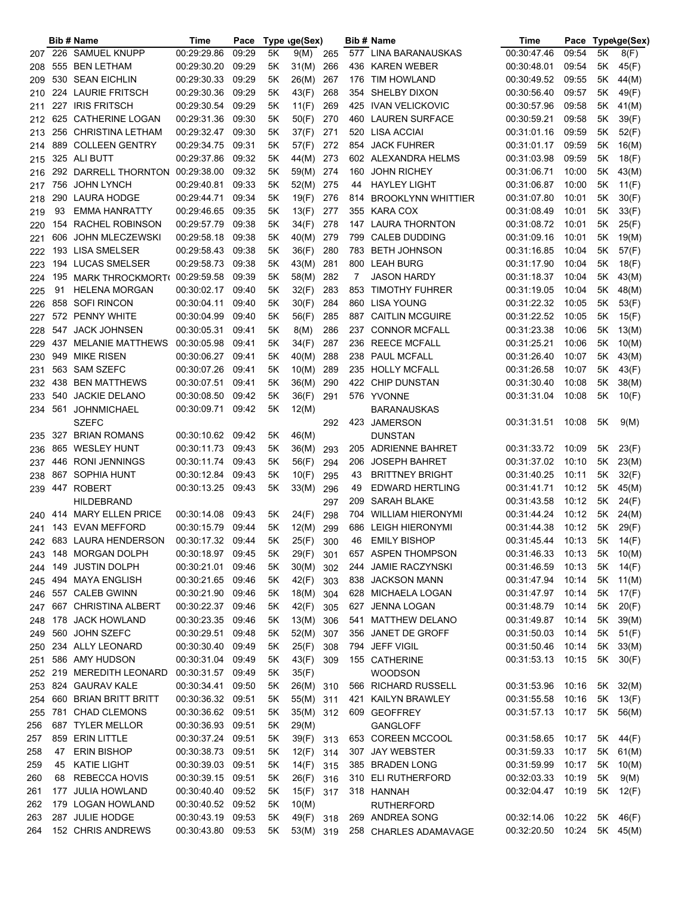| | Bib # | Name | Time | Pace | Type | Age(Sex) |
|---|---|---|---|---|---|---|
| 207 | 226 | SAMUEL KNUPP | 00:29:29.86 | 09:29 | 5K | 9(M) |
| 208 | 555 | BEN LETHAM | 00:29:30.20 | 09:29 | 5K | 31(M) |
| 209 | 530 | SEAN EICHLIN | 00:29:30.33 | 09:29 | 5K | 26(M) |
| 210 | 224 | LAURIE FRITSCH | 00:29:30.36 | 09:29 | 5K | 43(F) |
| 211 | 227 | IRIS FRITSCH | 00:29:30.54 | 09:29 | 5K | 11(F) |
| 212 | 625 | CATHERINE LOGAN | 00:29:31.36 | 09:30 | 5K | 50(F) |
| 213 | 256 | CHRISTINA LETHAM | 00:29:32.47 | 09:30 | 5K | 37(F) |
| 214 | 889 | COLLEEN GENTRY | 00:29:34.75 | 09:31 | 5K | 57(F) |
| 215 | 325 | ALI BUTT | 00:29:37.86 | 09:32 | 5K | 44(M) |
| 216 | 292 | DARRELL THORNTON | 00:29:38.00 | 09:32 | 5K | 59(M) |
| 217 | 756 | JOHN LYNCH | 00:29:40.81 | 09:33 | 5K | 52(M) |
| 218 | 290 | LAURA HODGE | 00:29:44.71 | 09:34 | 5K | 19(F) |
| 219 | 93 | EMMA HANRATTY | 00:29:46.65 | 09:35 | 5K | 13(F) |
| 220 | 154 | RACHEL ROBINSON | 00:29:57.79 | 09:38 | 5K | 34(F) |
| 221 | 606 | JOHN MLECZEWSKI | 00:29:58.18 | 09:38 | 5K | 40(M) |
| 222 | 193 | LISA SMELSER | 00:29:58.43 | 09:38 | 5K | 36(F) |
| 223 | 194 | LUCAS SMELSER | 00:29:58.73 | 09:38 | 5K | 43(M) |
| 224 | 195 | MARK THROCKMORTON | 00:29:59.58 | 09:39 | 5K | 58(M) |
| 225 | 91 | HELENA MORGAN | 00:30:02.17 | 09:40 | 5K | 32(F) |
| 226 | 858 | SOFI RINCON | 00:30:04.11 | 09:40 | 5K | 30(F) |
| 227 | 572 | PENNY WHITE | 00:30:04.99 | 09:40 | 5K | 56(F) |
| 228 | 547 | JACK JOHNSEN | 00:30:05.31 | 09:41 | 5K | 8(M) |
| 229 | 437 | MELANIE MATTHEWS | 00:30:05.98 | 09:41 | 5K | 34(F) |
| 230 | 949 | MIKE RISEN | 00:30:06.27 | 09:41 | 5K | 40(M) |
| 231 | 563 | SAM SZEFC | 00:30:07.26 | 09:41 | 5K | 10(M) |
| 232 | 438 | BEN MATTHEWS | 00:30:07.51 | 09:41 | 5K | 36(M) |
| 233 | 540 | JACKIE DELANO | 00:30:08.50 | 09:42 | 5K | 36(F) |
| 234 | 561 | JOHNMICHAEL SZEFC | 00:30:09.71 | 09:42 | 5K | 12(M) |
| 235 | 327 | BRIAN ROMANS | 00:30:10.62 | 09:42 | 5K | 46(M) |
| 236 | 865 | WESLEY HUNT | 00:30:11.73 | 09:43 | 5K | 36(M) |
| 237 | 446 | RONI JENNINGS | 00:30:11.74 | 09:43 | 5K | 56(F) |
| 238 | 867 | SOPHIA HUNT | 00:30:12.84 | 09:43 | 5K | 10(F) |
| 239 | 447 | ROBERT HILDEBRAND | 00:30:13.25 | 09:43 | 5K | 33(M) |
| 240 | 414 | MARY ELLEN PRICE | 00:30:14.08 | 09:43 | 5K | 24(F) |
| 241 | 143 | EVAN MEFFORD | 00:30:15.79 | 09:44 | 5K | 12(M) |
| 242 | 683 | LAURA HENDERSON | 00:30:17.32 | 09:44 | 5K | 25(F) |
| 243 | 148 | MORGAN DOLPH | 00:30:18.97 | 09:45 | 5K | 29(F) |
| 244 | 149 | JUSTIN DOLPH | 00:30:21.01 | 09:46 | 5K | 30(M) |
| 245 | 494 | MAYA ENGLISH | 00:30:21.65 | 09:46 | 5K | 42(F) |
| 246 | 557 | CALEB GWINN | 00:30:21.90 | 09:46 | 5K | 18(M) |
| 247 | 667 | CHRISTINA ALBERT | 00:30:22.37 | 09:46 | 5K | 42(F) |
| 248 | 178 | JACK HOWLAND | 00:30:23.35 | 09:46 | 5K | 13(M) |
| 249 | 560 | JOHN SZEFC | 00:30:29.51 | 09:48 | 5K | 52(M) |
| 250 | 234 | ALLY LEONARD | 00:30:30.40 | 09:49 | 5K | 25(F) |
| 251 | 586 | AMY HUDSON | 00:30:31.04 | 09:49 | 5K | 43(F) |
| 252 | 219 | MEREDITH LEONARD | 00:30:31.57 | 09:49 | 5K | 35(F) |
| 253 | 824 | GAURAV KALE | 00:30:34.41 | 09:50 | 5K | 26(M) |
| 254 | 660 | BRIAN BRITT BRITT | 00:30:36.32 | 09:51 | 5K | 55(M) |
| 255 | 781 | CHAD CLEMONS | 00:30:36.62 | 09:51 | 5K | 35(M) |
| 256 | 687 | TYLER MELLOR | 00:30:36.93 | 09:51 | 5K | 29(M) |
| 257 | 859 | ERIN LITTLE | 00:30:37.24 | 09:51 | 5K | 39(F) |
| 258 | 47 | ERIN BISHOP | 00:30:38.73 | 09:51 | 5K | 12(F) |
| 259 | 45 | KATIE LIGHT | 00:30:39.03 | 09:51 | 5K | 14(F) |
| 260 | 68 | REBECCA HOVIS | 00:30:39.15 | 09:51 | 5K | 26(F) |
| 261 | 177 | JULIA HOWLAND | 00:30:40.40 | 09:52 | 5K | 15(F) |
| 262 | 179 | LOGAN HOWLAND | 00:30:40.52 | 09:52 | 5K | 10(M) |
| 263 | 287 | JULIE HODGE | 00:30:43.19 | 09:53 | 5K | 49(F) |
| 264 | 152 | CHRIS ANDREWS | 00:30:43.80 | 09:53 | 5K | 53(M) |
| 265 | 577 | LINA BARANAUSKAS | 00:30:47.46 | 09:54 | 5K | 8(F) |
| 266 | 436 | KAREN WEBER | 00:30:48.01 | 09:54 | 5K | 45(F) |
| 267 | 176 | TIM HOWLAND | 00:30:49.52 | 09:55 | 5K | 44(M) |
| 268 | 354 | SHELBY DIXON | 00:30:56.40 | 09:57 | 5K | 49(F) |
| 269 | 425 | IVAN VELICKOVIC | 00:30:57.96 | 09:58 | 5K | 41(M) |
| 270 | 460 | LAUREN SURFACE | 00:30:59.21 | 09:58 | 5K | 39(F) |
| 271 | 520 | LISA ACCIAI | 00:31:01.16 | 09:59 | 5K | 52(F) |
| 272 | 854 | JACK FUHRER | 00:31:01.17 | 09:59 | 5K | 16(M) |
| 273 | 602 | ALEXANDRA HELMS | 00:31:03.98 | 09:59 | 5K | 18(F) |
| 274 | 160 | JOHN RICHEY | 00:31:06.71 | 10:00 | 5K | 43(M) |
| 275 | 44 | HAYLEY LIGHT | 00:31:06.87 | 10:00 | 5K | 11(F) |
| 276 | 814 | BROOKLYNN WHITTIER | 00:31:07.80 | 10:01 | 5K | 30(F) |
| 277 | 355 | KARA COX | 00:31:08.49 | 10:01 | 5K | 33(F) |
| 278 | 147 | LAURA THORNTON | 00:31:08.72 | 10:01 | 5K | 25(F) |
| 279 | 799 | CALEB DUDDING | 00:31:09.16 | 10:01 | 5K | 19(M) |
| 280 | 783 | BETH JOHNSON | 00:31:16.85 | 10:04 | 5K | 57(F) |
| 281 | 800 | LEAH BURG | 00:31:17.90 | 10:04 | 5K | 18(F) |
| 282 | 7 | JASON HARDY | 00:31:18.37 | 10:04 | 5K | 43(M) |
| 283 | 853 | TIMOTHY FUHRER | 00:31:19.05 | 10:04 | 5K | 48(M) |
| 284 | 860 | LISA YOUNG | 00:31:22.32 | 10:05 | 5K | 53(F) |
| 285 | 887 | CAITLIN MCGUIRE | 00:31:22.52 | 10:05 | 5K | 15(F) |
| 286 | 237 | CONNOR MCFALL | 00:31:23.38 | 10:06 | 5K | 13(M) |
| 287 | 236 | REECE MCFALL | 00:31:25.21 | 10:06 | 5K | 10(M) |
| 288 | 238 | PAUL MCFALL | 00:31:26.40 | 10:07 | 5K | 43(M) |
| 289 | 235 | HOLLY MCFALL | 00:31:26.58 | 10:07 | 5K | 43(F) |
| 290 | 422 | CHIP DUNSTAN | 00:31:30.40 | 10:08 | 5K | 38(M) |
| 291 | 576 | YVONNE BARANAUSKAS | 00:31:31.04 | 10:08 | 5K | 10(F) |
| 292 | 423 | JAMERSON DUNSTAN | 00:31:31.51 | 10:08 | 5K | 9(M) |
| 293 | 205 | ADRIENNE BAHRET | 00:31:33.72 | 10:09 | 5K | 23(F) |
| 294 | 206 | JOSEPH BAHRET | 00:31:37.02 | 10:10 | 5K | 23(M) |
| 295 | 43 | BRITTNEY BRIGHT | 00:31:40.25 | 10:11 | 5K | 32(F) |
| 296 | 49 | EDWARD HERTLING | 00:31:41.71 | 10:12 | 5K | 45(M) |
| 297 | 209 | SARAH BLAKE | 00:31:43.58 | 10:12 | 5K | 24(F) |
| 298 | 704 | WILLIAM HIERONYMI | 00:31:44.24 | 10:12 | 5K | 24(M) |
| 299 | 686 | LEIGH HIERONYMI | 00:31:44.38 | 10:12 | 5K | 29(F) |
| 300 | 46 | EMILY BISHOP | 00:31:45.44 | 10:13 | 5K | 14(F) |
| 301 | 657 | ASPEN THOMPSON | 00:31:46.33 | 10:13 | 5K | 10(M) |
| 302 | 244 | JAMIE RACZYNSKI | 00:31:46.59 | 10:13 | 5K | 14(F) |
| 303 | 838 | JACKSON MANN | 00:31:47.94 | 10:14 | 5K | 11(M) |
| 304 | 628 | MICHAELA LOGAN | 00:31:47.97 | 10:14 | 5K | 17(F) |
| 305 | 627 | JENNA LOGAN | 00:31:48.79 | 10:14 | 5K | 20(F) |
| 306 | 541 | MATTHEW DELANO | 00:31:49.87 | 10:14 | 5K | 39(M) |
| 307 | 356 | JANET DE GROFF | 00:31:50.03 | 10:14 | 5K | 51(F) |
| 308 | 794 | JEFF VIGIL | 00:31:50.46 | 10:14 | 5K | 33(M) |
| 309 | 155 | CATHERINE WOODSON | 00:31:53.13 | 10:15 | 5K | 30(F) |
| 310 | 566 | RICHARD RUSSELL | 00:31:53.96 | 10:16 | 5K | 32(M) |
| 311 | 421 | KAILYN BRAWLEY | 00:31:55.58 | 10:16 | 5K | 13(F) |
| 312 | 609 | GEOFFREY GANGLOFF | 00:31:57.13 | 10:17 | 5K | 56(M) |
| 313 | 653 | COREEN MCCOOL | 00:31:58.65 | 10:17 | 5K | 44(F) |
| 314 | 307 | JAY WEBSTER | 00:31:59.33 | 10:17 | 5K | 61(M) |
| 315 | 385 | BRADEN LONG | 00:31:59.99 | 10:17 | 5K | 10(M) |
| 316 | 310 | ELI RUTHERFORD | 00:32:03.33 | 10:19 | 5K | 9(M) |
| 317 | 318 | HANNAH RUTHERFORD | 00:32:04.47 | 10:19 | 5K | 12(F) |
| 318 | 269 | ANDREA SONG | 00:32:14.06 | 10:22 | 5K | 46(F) |
| 319 | 258 | CHARLES ADAMAVAGE | 00:32:20.50 | 10:24 | 5K | 45(M) |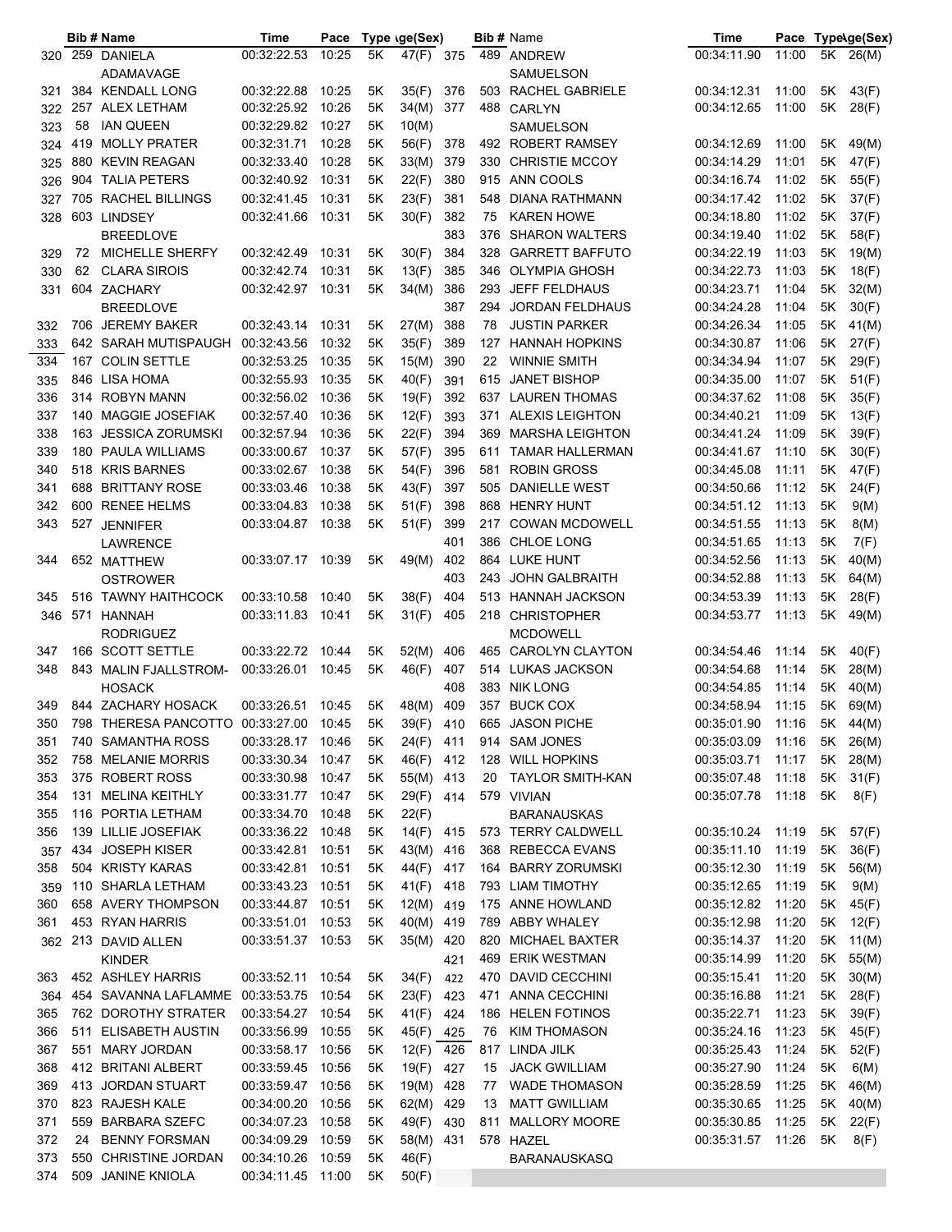| | Bib # | Name | Time | Pace | Type | Age(Sex) |
|---|---|---|---|---|---|---|
| 320 | 259 | DANIELA ADAMAVAGE | 00:32:22.53 | 10:25 | 5K | 47(F) |
| 321 | 384 | KENDALL LONG | 00:32:22.88 | 10:25 | 5K | 35(F) |
| 322 | 257 | ALEX LETHAM | 00:32:25.92 | 10:26 | 5K | 34(M) |
| 323 | 58 | IAN QUEEN | 00:32:29.82 | 10:27 | 5K | 10(M) |
| 324 | 419 | MOLLY PRATER | 00:32:31.71 | 10:28 | 5K | 56(F) |
| 325 | 880 | KEVIN REAGAN | 00:32:33.40 | 10:28 | 5K | 33(M) |
| 326 | 904 | TALIA PETERS | 00:32:40.92 | 10:31 | 5K | 22(F) |
| 327 | 705 | RACHEL BILLINGS | 00:32:41.45 | 10:31 | 5K | 23(F) |
| 328 | 603 | LINDSEY BREEDLOVE | 00:32:41.66 | 10:31 | 5K | 30(F) |
| 329 | 72 | MICHELLE SHERFY | 00:32:42.49 | 10:31 | 5K | 30(F) |
| 330 | 62 | CLARA SIROIS | 00:32:42.74 | 10:31 | 5K | 13(F) |
| 331 | 604 | ZACHARY BREEDLOVE | 00:32:42.97 | 10:31 | 5K | 34(M) |
| 332 | 706 | JEREMY BAKER | 00:32:43.14 | 10:31 | 5K | 27(M) |
| 333 | 642 | SARAH MUTISPAUGH | 00:32:43.56 | 10:32 | 5K | 35(F) |
| 334 | 167 | COLIN SETTLE | 00:32:53.25 | 10:35 | 5K | 15(M) |
| 335 | 846 | LISA HOMA | 00:32:55.93 | 10:35 | 5K | 40(F) |
| 336 | 314 | ROBYN MANN | 00:32:56.02 | 10:36 | 5K | 19(F) |
| 337 | 140 | MAGGIE JOSEFIAK | 00:32:57.40 | 10:36 | 5K | 12(F) |
| 338 | 163 | JESSICA ZORUMSKI | 00:32:57.94 | 10:36 | 5K | 22(F) |
| 339 | 180 | PAULA WILLIAMS | 00:33:00.67 | 10:37 | 5K | 57(F) |
| 340 | 518 | KRIS BARNES | 00:33:02.67 | 10:38 | 5K | 54(F) |
| 341 | 688 | BRITTANY ROSE | 00:33:03.46 | 10:38 | 5K | 43(F) |
| 342 | 600 | RENEE HELMS | 00:33:04.83 | 10:38 | 5K | 51(F) |
| 343 | 527 | JENNIFER LAWRENCE | 00:33:04.87 | 10:38 | 5K | 51(F) |
| 344 | 652 | MATTHEW OSTROWER | 00:33:07.17 | 10:39 | 5K | 49(M) |
| 345 | 516 | TAWNY HAITHCOCK | 00:33:10.58 | 10:40 | 5K | 38(F) |
| 346 | 571 | HANNAH RODRIGUEZ | 00:33:11.83 | 10:41 | 5K | 31(F) |
| 347 | 166 | SCOTT SETTLE | 00:33:22.72 | 10:44 | 5K | 52(M) |
| 348 | 843 | MALIN FJALLSTROM-HOSACK | 00:33:26.01 | 10:45 | 5K | 46(F) |
| 349 | 844 | ZACHARY HOSACK | 00:33:26.51 | 10:45 | 5K | 48(M) |
| 350 | 798 | THERESA PANCOTTO | 00:33:27.00 | 10:45 | 5K | 39(F) |
| 351 | 740 | SAMANTHA ROSS | 00:33:28.17 | 10:46 | 5K | 24(F) |
| 352 | 758 | MELANIE MORRIS | 00:33:30.34 | 10:47 | 5K | 46(F) |
| 353 | 375 | ROBERT ROSS | 00:33:30.98 | 10:47 | 5K | 55(M) |
| 354 | 131 | MELINA KEITHLY | 00:33:31.77 | 10:47 | 5K | 29(F) |
| 355 | 116 | PORTIA LETHAM | 00:33:34.70 | 10:48 | 5K | 22(F) |
| 356 | 139 | LILLIE JOSEFIAK | 00:33:36.22 | 10:48 | 5K | 14(F) |
| 357 | 434 | JOSEPH KISER | 00:33:42.81 | 10:51 | 5K | 43(M) |
| 358 | 504 | KRISTY KARAS | 00:33:42.81 | 10:51 | 5K | 44(F) |
| 359 | 110 | SHARLA LETHAM | 00:33:43.23 | 10:51 | 5K | 41(F) |
| 360 | 658 | AVERY THOMPSON | 00:33:44.87 | 10:51 | 5K | 12(M) |
| 361 | 453 | RYAN HARRIS | 00:33:51.01 | 10:53 | 5K | 40(M) |
| 362 | 213 | DAVID ALLEN KINDER | 00:33:51.37 | 10:53 | 5K | 35(M) |
| 363 | 452 | ASHLEY HARRIS | 00:33:52.11 | 10:54 | 5K | 34(F) |
| 364 | 454 | SAVANNA LAFLAMME | 00:33:53.75 | 10:54 | 5K | 23(F) |
| 365 | 762 | DOROTHY STRATER | 00:33:54.27 | 10:54 | 5K | 41(F) |
| 366 | 511 | ELISABETH AUSTIN | 00:33:56.99 | 10:55 | 5K | 45(F) |
| 367 | 551 | MARY JORDAN | 00:33:58.17 | 10:56 | 5K | 12(F) |
| 368 | 412 | BRITANI ALBERT | 00:33:59.45 | 10:56 | 5K | 19(F) |
| 369 | 413 | JORDAN STUART | 00:33:59.47 | 10:56 | 5K | 19(M) |
| 370 | 823 | RAJESH KALE | 00:34:00.20 | 10:56 | 5K | 62(M) |
| 371 | 559 | BARBARA SZEFC | 00:34:07.23 | 10:58 | 5K | 49(F) |
| 372 | 24 | BENNY FORSMAN | 00:34:09.29 | 10:59 | 5K | 58(M) |
| 373 | 550 | CHRISTINE JORDAN | 00:34:10.26 | 10:59 | 5K | 46(F) |
| 374 | 509 | JANINE KNIOLA | 00:34:11.45 | 11:00 | 5K | 50(F) |
| 375 | 489 | ANDREW SAMUELSON | 00:34:11.90 | 11:00 | 5K | 26(M) |
| 376 | 503 | RACHEL GABRIELE | 00:34:12.31 | 11:00 | 5K | 43(F) |
| 377 | 488 | CARLYN SAMUELSON | 00:34:12.65 | 11:00 | 5K | 28(F) |
| 378 | 492 | ROBERT RAMSEY | 00:34:12.69 | 11:00 | 5K | 49(M) |
| 379 | 330 | CHRISTIE MCCOY | 00:34:14.29 | 11:01 | 5K | 47(F) |
| 380 | 915 | ANN COOLS | 00:34:16.74 | 11:02 | 5K | 55(F) |
| 381 | 548 | DIANA RATHMANN | 00:34:17.42 | 11:02 | 5K | 37(F) |
| 382 | 75 | KAREN HOWE | 00:34:18.80 | 11:02 | 5K | 37(F) |
| 383 | 376 | SHARON WALTERS | 00:34:19.40 | 11:02 | 5K | 58(F) |
| 384 | 328 | GARRETT BAFFUTO | 00:34:22.19 | 11:03 | 5K | 19(M) |
| 385 | 346 | OLYMPIA GHOSH | 00:34:22.73 | 11:03 | 5K | 18(F) |
| 386 | 293 | JEFF FELDHAUS | 00:34:23.71 | 11:04 | 5K | 32(M) |
| 387 | 294 | JORDAN FELDHAUS | 00:34:24.28 | 11:04 | 5K | 30(F) |
| 388 | 78 | JUSTIN PARKER | 00:34:26.34 | 11:05 | 5K | 41(M) |
| 389 | 127 | HANNAH HOPKINS | 00:34:30.87 | 11:06 | 5K | 27(F) |
| 390 | 22 | WINNIE SMITH | 00:34:34.94 | 11:07 | 5K | 29(F) |
| 391 | 615 | JANET BISHOP | 00:34:35.00 | 11:07 | 5K | 51(F) |
| 392 | 637 | LAUREN THOMAS | 00:34:37.62 | 11:08 | 5K | 35(F) |
| 393 | 371 | ALEXIS LEIGHTON | 00:34:40.21 | 11:09 | 5K | 13(F) |
| 394 | 369 | MARSHA LEIGHTON | 00:34:41.24 | 11:09 | 5K | 39(F) |
| 395 | 611 | TAMAR HALLERMAN | 00:34:41.67 | 11:10 | 5K | 30(F) |
| 396 | 581 | ROBIN GROSS | 00:34:45.08 | 11:11 | 5K | 47(F) |
| 397 | 505 | DANIELLE WEST | 00:34:50.66 | 11:12 | 5K | 24(F) |
| 398 | 868 | HENRY HUNT | 00:34:51.12 | 11:13 | 5K | 9(M) |
| 399 | 217 | COWAN MCDOWELL | 00:34:51.55 | 11:13 | 5K | 8(M) |
| 401 | 386 | CHLOE LONG | 00:34:51.65 | 11:13 | 5K | 7(F) |
| 402 | 864 | LUKE HUNT | 00:34:52.56 | 11:13 | 5K | 40(M) |
| 403 | 243 | JOHN GALBRAITH | 00:34:52.88 | 11:13 | 5K | 64(M) |
| 404 | 513 | HANNAH JACKSON | 00:34:53.39 | 11:13 | 5K | 28(F) |
| 405 | 218 | CHRISTOPHER MCDOWELL | 00:34:53.77 | 11:13 | 5K | 49(M) |
| 406 | 465 | CAROLYN CLAYTON | 00:34:54.46 | 11:14 | 5K | 40(F) |
| 407 | 514 | LUKAS JACKSON | 00:34:54.68 | 11:14 | 5K | 28(M) |
| 408 | 383 | NIK LONG | 00:34:54.85 | 11:14 | 5K | 40(M) |
| 409 | 357 | BUCK COX | 00:34:58.94 | 11:15 | 5K | 69(M) |
| 410 | 665 | JASON PICHE | 00:35:01.90 | 11:16 | 5K | 44(M) |
| 411 | 914 | SAM JONES | 00:35:03.09 | 11:16 | 5K | 26(M) |
| 412 | 128 | WILL HOPKINS | 00:35:03.71 | 11:17 | 5K | 28(M) |
| 413 | 20 | TAYLOR SMITH-KAN | 00:35:07.48 | 11:18 | 5K | 31(F) |
| 414 | 579 | VIVIAN BARANAUSKAS | 00:35:07.78 | 11:18 | 5K | 8(F) |
| 415 | 573 | TERRY CALDWELL | 00:35:10.24 | 11:19 | 5K | 57(F) |
| 416 | 368 | REBECCA EVANS | 00:35:11.10 | 11:19 | 5K | 36(F) |
| 417 | 164 | BARRY ZORUMSKI | 00:35:12.30 | 11:19 | 5K | 56(M) |
| 418 | 793 | LIAM TIMOTHY | 00:35:12.65 | 11:19 | 5K | 9(M) |
| 419 | 175 | ANNE HOWLAND | 00:35:12.82 | 11:20 | 5K | 45(F) |
| 419 | 789 | ABBY WHALEY | 00:35:12.98 | 11:20 | 5K | 12(F) |
| 420 | 820 | MICHAEL BAXTER | 00:35:14.37 | 11:20 | 5K | 11(M) |
| 421 | 469 | ERIK WESTMAN | 00:35:14.99 | 11:20 | 5K | 55(M) |
| 422 | 470 | DAVID CECCHINI | 00:35:15.41 | 11:20 | 5K | 30(M) |
| 423 | 471 | ANNA CECCHINI | 00:35:16.88 | 11:21 | 5K | 28(F) |
| 424 | 186 | HELEN FOTINOS | 00:35:22.71 | 11:23 | 5K | 39(F) |
| 425 | 76 | KIM THOMASON | 00:35:24.16 | 11:23 | 5K | 45(F) |
| 426 | 817 | LINDA JILK | 00:35:25.43 | 11:24 | 5K | 52(F) |
| 427 | 15 | JACK GWILLIAM | 00:35:27.90 | 11:24 | 5K | 6(M) |
| 428 | 77 | WADE THOMASON | 00:35:28.59 | 11:25 | 5K | 46(M) |
| 429 | 13 | MATT GWILLIAM | 00:35:30.65 | 11:25 | 5K | 40(M) |
| 430 | 811 | MALLORY MOORE | 00:35:30.85 | 11:25 | 5K | 22(F) |
| 431 | 578 | HAZEL BARANAUSKASQ | 00:35:31.57 | 11:26 | 5K | 8(F) |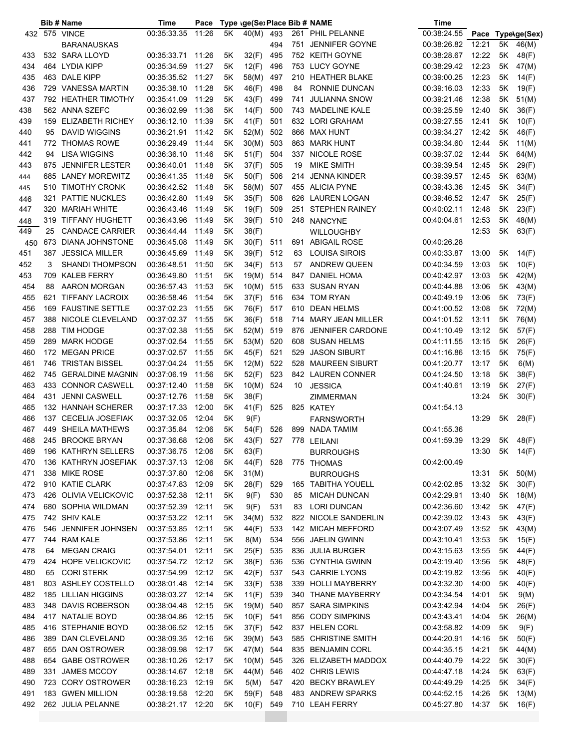| Place | Bib # | Name | Time | Pace | Type | Age(Sex) |
|---|---|---|---|---|---|---|
| 432 | 575 | VINCE BARANAUSKAS | 00:35:33.35 | 11:26 | 5K | 40(M) |
| 433 | 532 | SARA LLOYD | 00:35:33.71 | 11:26 | 5K | 32(F) |
| 434 | 464 | LYDIA KIPP | 00:35:34.59 | 11:27 | 5K | 12(F) |
| 435 | 463 | DALE KIPP | 00:35:35.52 | 11:27 | 5K | 58(M) |
| 436 | 729 | VANESSA MARTIN | 00:35:38.10 | 11:28 | 5K | 46(F) |
| 437 | 792 | HEATHER TIMOTHY | 00:35:41.09 | 11:29 | 5K | 43(F) |
| 438 | 562 | ANNA SZEFC | 00:36:02.99 | 11:36 | 5K | 14(F) |
| 439 | 159 | ELIZABETH RICHEY | 00:36:12.10 | 11:39 | 5K | 41(F) |
| 440 | 95 | DAVID WIGGINS | 00:36:21.91 | 11:42 | 5K | 52(M) |
| 441 | 772 | THOMAS ROWE | 00:36:29.49 | 11:44 | 5K | 30(M) |
| 442 | 94 | LISA WIGGINS | 00:36:36.10 | 11:46 | 5K | 51(F) |
| 443 | 875 | JENNIFER LESTER | 00:36:40.01 | 11:48 | 5K | 37(F) |
| 444 | 685 | LANEY MOREWITZ | 00:36:41.35 | 11:48 | 5K | 50(F) |
| 445 | 510 | TIMOTHY CRONK | 00:36:42.52 | 11:48 | 5K | 58(M) |
| 446 | 321 | PATTIE NUCKLES | 00:36:42.80 | 11:49 | 5K | 35(F) |
| 447 | 320 | MARIAH WHITE | 00:36:43.46 | 11:49 | 5K | 19(F) |
| 448 | 319 | TIFFANY HUGHETT | 00:36:43.96 | 11:49 | 5K | 39(F) |
| 449 | 25 | CANDACE CARRIER | 00:36:44.44 | 11:49 | 5K | 38(F) |
| 450 | 673 | DIANA JOHNSTONE | 00:36:45.08 | 11:49 | 5K | 30(F) |
| 451 | 387 | JESSICA MILLER | 00:36:45.69 | 11:49 | 5K | 39(F) |
| 452 | 3 | SHANDI THOMPSON | 00:36:48.51 | 11:50 | 5K | 34(F) |
| 453 | 709 | KALEB FERRY | 00:36:49.80 | 11:51 | 5K | 19(M) |
| 454 | 88 | AARON MORGAN | 00:36:57.43 | 11:53 | 5K | 10(M) |
| 455 | 621 | TIFFANY LACROIX | 00:36:58.46 | 11:54 | 5K | 37(F) |
| 456 | 169 | FAUSTINE SETTLE | 00:37:02.23 | 11:55 | 5K | 76(F) |
| 457 | 388 | NICOLE CLEVELAND | 00:37:02.37 | 11:55 | 5K | 36(F) |
| 458 | 288 | TIM HODGE | 00:37:02.38 | 11:55 | 5K | 52(M) |
| 459 | 289 | MARK HODGE | 00:37:02.54 | 11:55 | 5K | 53(M) |
| 460 | 172 | MEGAN PRICE | 00:37:02.57 | 11:55 | 5K | 45(F) |
| 461 | 746 | TRISTAN BISSEL | 00:37:04.24 | 11:55 | 5K | 12(M) |
| 462 | 745 | GERALDINE MAGNIN | 00:37:06.19 | 11:56 | 5K | 52(F) |
| 463 | 433 | CONNOR CASWELL | 00:37:12.40 | 11:58 | 5K | 10(M) |
| 464 | 431 | JENNI CASWELL | 00:37:12.76 | 11:58 | 5K | 38(F) |
| 465 | 132 | HANNAH SCHERER | 00:37:17.33 | 12:00 | 5K | 41(F) |
| 466 | 137 | CECELIA JOSEFIAK | 00:37:32.05 | 12:04 | 5K | 9(F) |
| 467 | 449 | SHEILA MATHEWS | 00:37:35.84 | 12:06 | 5K | 54(F) |
| 468 | 245 | BROOKE BRYAN | 00:37:36.68 | 12:06 | 5K | 43(F) |
| 469 | 196 | KATHRYN SELLERS | 00:37:36.75 | 12:06 | 5K | 63(F) |
| 470 | 136 | KATHRYN JOSEFIAK | 00:37:37.13 | 12:06 | 5K | 44(F) |
| 471 | 338 | MIKE ROSE | 00:37:37.80 | 12:06 | 5K | 31(M) |
| 472 | 910 | KATIE CLARK | 00:37:47.83 | 12:09 | 5K | 28(F) |
| 473 | 426 | OLIVIA VELICKOVIC | 00:37:52.38 | 12:11 | 5K | 9(F) |
| 474 | 680 | SOPHIA WILDMAN | 00:37:52.39 | 12:11 | 5K | 9(F) |
| 475 | 742 | SHIV KALE | 00:37:53.22 | 12:11 | 5K | 34(M) |
| 476 | 546 | JENNIFER JOHNSEN | 00:37:53.85 | 12:11 | 5K | 44(F) |
| 477 | 744 | RAM KALE | 00:37:53.86 | 12:11 | 5K | 8(M) |
| 478 | 64 | MEGAN CRAIG | 00:37:54.01 | 12:11 | 5K | 25(F) |
| 479 | 424 | HOPE VELICKOVIC | 00:37:54.72 | 12:12 | 5K | 38(F) |
| 480 | 65 | CORI STERK | 00:37:54.99 | 12:12 | 5K | 42(F) |
| 481 | 803 | ASHLEY COSTELLO | 00:38:01.48 | 12:14 | 5K | 33(F) |
| 482 | 185 | LILLIAN HIGGINS | 00:38:03.27 | 12:14 | 5K | 11(F) |
| 483 | 348 | DAVIS ROBERSON | 00:38:04.48 | 12:15 | 5K | 19(M) |
| 484 | 417 | NATALIE BOYD | 00:38:04.86 | 12:15 | 5K | 10(F) |
| 485 | 416 | STEPHANIE BOYD | 00:38:06.52 | 12:15 | 5K | 37(F) |
| 486 | 389 | DAN CLEVELAND | 00:38:09.35 | 12:16 | 5K | 39(M) |
| 487 | 655 | DAN OSTROWER | 00:38:09.98 | 12:17 | 5K | 47(M) |
| 488 | 654 | GABE OSTROWER | 00:38:10.26 | 12:17 | 5K | 10(M) |
| 489 | 331 | JAMES MCCOY | 00:38:14.67 | 12:18 | 5K | 44(M) |
| 490 | 723 | CORY OSTROWER | 00:38:16.23 | 12:19 | 5K | 5(M) |
| 491 | 183 | GWEN MILLION | 00:38:19.58 | 12:20 | 5K | 59(F) |
| 492 | 262 | JULIA PELANNE | 00:38:21.17 | 12:20 | 5K | 10(F) |
| 493 | 261 | PHIL PELANNE | 00:38:24.55 | 12:21 | 5K | 46(M) |
| 494 | 751 | JENNIFER GOYNE | 00:38:26.82 | 12:22 | 5K | 48(F) |
| 495 | 752 | KEITH GOYNE | 00:38:28.67 | 12:23 | 5K | 47(M) |
| 496 | 753 | LUCY GOYNE | 00:38:29.42 | 12:23 | 5K | 14(F) |
| 497 | 210 | HEATHER BLAKE | 00:39:00.25 | 12:33 | 5K | 19(F) |
| 498 | 84 | RONNIE DUNCAN | 00:39:16.03 | 12:38 | 5K | 51(M) |
| 499 | 741 | JULIANNA SNOW | 00:39:21.46 | 12:40 | 5K | 36(F) |
| 500 | 743 | MADELINE KALE | 00:39:25.59 | 12:41 | 5K | 10(F) |
| 501 | 632 | LORI GRAHAM | 00:39:27.55 | 12:42 | 5K | 46(F) |
| 502 | 866 | MAX HUNT | 00:39:34.27 | 12:44 | 5K | 11(M) |
| 503 | 863 | MARK HUNT | 00:39:34.60 | 12:44 | 5K | 64(M) |
| 504 | 337 | NICOLE ROSE | 00:39:37.02 | 12:45 | 5K | 29(F) |
| 505 | 19 | MIKE SMITH | 00:39:39.54 | 12:45 | 5K | 63(M) |
| 506 | 214 | JENNA KINDER | 00:39:39.57 | 12:45 | 5K | 34(F) |
| 507 | 455 | ALICIA PYNE | 00:39:43.36 | 12:47 | 5K | 25(F) |
| 508 | 626 | LAUREN LOGAN | 00:39:46.52 | 12:48 | 5K | 23(F) |
| 509 | 251 | STEPHEN RAINEY | 00:40:02.11 | 12:53 | 5K | 48(M) |
| 510 | 248 | NANCYNE WILLOUGHBY | 00:40:04.61 | 12:53 | 5K | 63(F) |
| 511 | 691 | ABIGAIL ROSE | 00:40:26.28 | 13:00 | 5K | 14(F) |
| 512 | 63 | LOUISA SIROIS | 00:40:33.87 | 13:03 | 5K | 10(F) |
| 513 | 57 | ANDREW QUEEN | 00:40:34.59 | 13:03 | 5K | 42(M) |
| 514 | 847 | DANIEL HOMA | 00:40:42.97 | 13:06 | 5K | 43(M) |
| 515 | 633 | SUSAN RYAN | 00:40:44.88 | 13:06 | 5K | 73(F) |
| 516 | 634 | TOM RYAN | 00:40:49.19 | 13:08 | 5K | 72(M) |
| 517 | 610 | DEAN HELMS | 00:41:00.52 | 13:11 | 5K | 76(M) |
| 518 | 714 | MARY JEAN MILLER | 00:41:01.52 | 13:12 | 5K | 57(F) |
| 519 | 876 | JENNIFER CARDONE | 00:41:10.49 | 13:15 | 5K | 26(F) |
| 520 | 608 | SUSAN HELMS | 00:41:11.55 | 13:15 | 5K | 75(F) |
| 521 | 529 | JASON SIBURT | 00:41:16.86 | 13:17 | 5K | 6(M) |
| 522 | 528 | MAUREEN SIBURT | 00:41:20.77 | 13:18 | 5K | 38(F) |
| 523 | 842 | LAUREN CONNER | 00:41:24.50 | 13:19 | 5K | 27(F) |
| 524 | 10 | JESSICA ZIMMERMAN | 00:41:40.61 | 13:24 | 5K | 30(F) |
| 525 | 825 | KATEY FARNSWORTH | 00:41:54.13 | 13:29 | 5K | 28(F) |
| 526 | 899 | NADA TAMIM | 00:41:55.36 | 13:29 | 5K | 48(F) |
| 527 | 778 | LEILANI BURROUGHS | 00:41:59.39 | 13:30 | 5K | 14(F) |
| 528 | 775 | THOMAS BURROUGHS | 00:42:00.49 | 13:31 | 5K | 50(M) |
| 529 | 165 | TABITHA YOUELL | 00:42:02.85 | 13:32 | 5K | 30(F) |
| 530 | 85 | MICAH DUNCAN | 00:42:29.91 | 13:40 | 5K | 18(M) |
| 531 | 83 | LORI DUNCAN | 00:42:36.60 | 13:42 | 5K | 47(F) |
| 532 | 822 | NICOLE SANDERLIN | 00:42:39.02 | 13:43 | 5K | 43(F) |
| 533 | 142 | MICAH MEFFORD | 00:43:07.49 | 13:52 | 5K | 43(M) |
| 534 | 556 | JAELIN GWINN | 00:43:10.41 | 13:53 | 5K | 15(F) |
| 535 | 836 | JULIA BURGER | 00:43:15.63 | 13:55 | 5K | 44(F) |
| 536 | 536 | CYNTHIA GWINN | 00:43:19.40 | 13:56 | 5K | 48(F) |
| 537 | 543 | CARRIE LYONS | 00:43:19.82 | 13:56 | 5K | 40(F) |
| 538 | 339 | HOLLI MAYBERRY | 00:43:32.30 | 14:00 | 5K | 40(F) |
| 539 | 340 | THANE MAYBERRY | 00:43:34.54 | 14:01 | 5K | 9(M) |
| 540 | 857 | SARA SIMPKINS | 00:43:42.94 | 14:04 | 5K | 26(F) |
| 541 | 856 | CODY SIMPKINS | 00:43:43.41 | 14:04 | 5K | 26(M) |
| 542 | 837 | HELEN CORL | 00:43:58.82 | 14:09 | 5K | 9(F) |
| 543 | 585 | CHRISTINE SMITH | 00:44:20.91 | 14:16 | 5K | 50(F) |
| 544 | 835 | BENJAMIN CORL | 00:44:35.15 | 14:21 | 5K | 44(M) |
| 545 | 326 | ELIZABETH MADDOX | 00:44:40.79 | 14:22 | 5K | 30(F) |
| 546 | 402 | CHRIS LEWIS | 00:44:47.18 | 14:24 | 5K | 63(F) |
| 547 | 420 | BECKY BRAWLEY | 00:44:49.29 | 14:25 | 5K | 34(F) |
| 548 | 483 | ANDREW SPARKS | 00:44:52.15 | 14:26 | 5K | 13(M) |
| 549 | 710 | LEAH FERRY | 00:45:27.80 | 14:37 | 5K | 16(F) |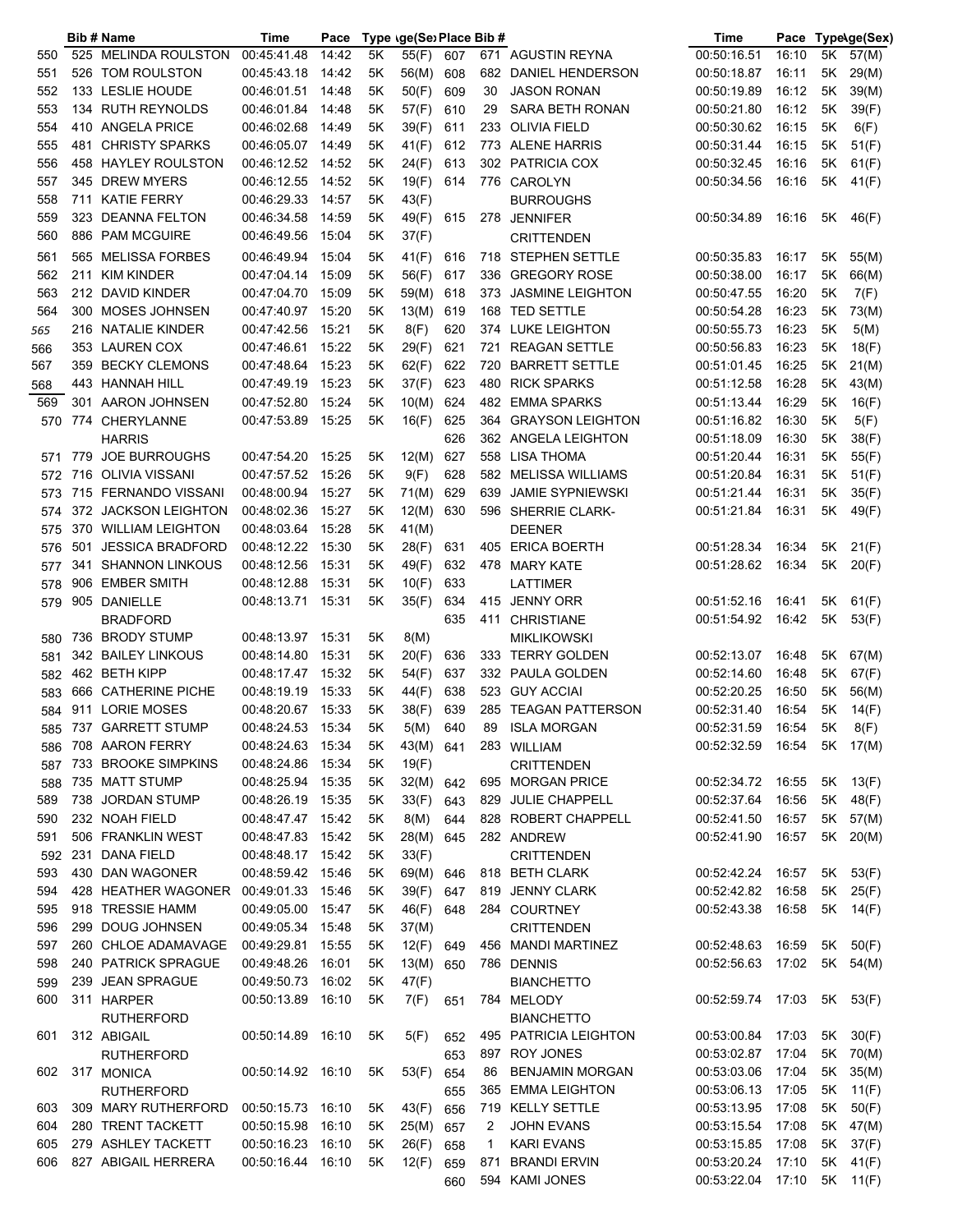| Place | Bib # | Name | Time | Pace | Type | Age(Sex) |
|---|---|---|---|---|---|---|
| 550 | 525 | MELINDA ROULSTON | 00:45:41.48 | 14:42 | 5K | 55(F) |
| 551 | 526 | TOM ROULSTON | 00:45:43.18 | 14:42 | 5K | 56(M) |
| 552 | 133 | LESLIE HOUDE | 00:46:01.51 | 14:48 | 5K | 50(F) |
| 553 | 134 | RUTH REYNOLDS | 00:46:01.84 | 14:48 | 5K | 57(F) |
| 554 | 410 | ANGELA PRICE | 00:46:02.68 | 14:49 | 5K | 39(F) |
| 555 | 481 | CHRISTY SPARKS | 00:46:05.07 | 14:49 | 5K | 41(F) |
| 556 | 458 | HAYLEY ROULSTON | 00:46:12.52 | 14:52 | 5K | 24(F) |
| 557 | 345 | DREW MYERS | 00:46:12.55 | 14:52 | 5K | 19(F) |
| 558 | 711 | KATIE FERRY | 00:46:29.33 | 14:57 | 5K | 43(F) |
| 559 | 323 | DEANNA FELTON | 00:46:34.58 | 14:59 | 5K | 49(F) |
| 560 | 886 | PAM MCGUIRE | 00:46:49.56 | 15:04 | 5K | 37(F) |
| 561 | 565 | MELISSA FORBES | 00:46:49.94 | 15:04 | 5K | 41(F) |
| 562 | 211 | KIM KINDER | 00:47:04.14 | 15:09 | 5K | 56(F) |
| 563 | 212 | DAVID KINDER | 00:47:04.70 | 15:09 | 5K | 59(M) |
| 564 | 300 | MOSES JOHNSEN | 00:47:40.97 | 15:20 | 5K | 13(M) |
| 565 | 216 | NATALIE KINDER | 00:47:42.56 | 15:21 | 5K | 8(F) |
| 566 | 353 | LAUREN COX | 00:47:46.61 | 15:22 | 5K | 29(F) |
| 567 | 359 | BECKY CLEMONS | 00:47:48.64 | 15:23 | 5K | 62(F) |
| 568 | 443 | HANNAH HILL | 00:47:49.19 | 15:23 | 5K | 37(F) |
| 569 | 301 | AARON JOHNSEN | 00:47:52.80 | 15:24 | 5K | 10(M) |
| 570 | 774 | CHERYLANNE HARRIS | 00:47:53.89 | 15:25 | 5K | 16(F) |
| 571 | 779 | JOE BURROUGHS | 00:47:54.20 | 15:25 | 5K | 12(M) |
| 572 | 716 | OLIVIA VISSANI | 00:47:57.52 | 15:26 | 5K | 9(F) |
| 573 | 715 | FERNANDO VISSANI | 00:48:00.94 | 15:27 | 5K | 71(M) |
| 574 | 372 | JACKSON LEIGHTON | 00:48:02.36 | 15:27 | 5K | 12(M) |
| 575 | 370 | WILLIAM LEIGHTON | 00:48:03.64 | 15:28 | 5K | 41(M) |
| 576 | 501 | JESSICA BRADFORD | 00:48:12.22 | 15:30 | 5K | 28(F) |
| 577 | 341 | SHANNON LINKOUS | 00:48:12.56 | 15:31 | 5K | 49(F) |
| 578 | 906 | EMBER SMITH | 00:48:12.88 | 15:31 | 5K | 10(F) |
| 579 | 905 | DANIELLE BRADFORD | 00:48:13.71 | 15:31 | 5K | 35(F) |
| 580 | 736 | BRODY STUMP | 00:48:13.97 | 15:31 | 5K | 8(M) |
| 581 | 342 | BAILEY LINKOUS | 00:48:14.80 | 15:31 | 5K | 20(F) |
| 582 | 462 | BETH KIPP | 00:48:17.47 | 15:32 | 5K | 54(F) |
| 583 | 666 | CATHERINE PICHE | 00:48:19.19 | 15:33 | 5K | 44(F) |
| 584 | 911 | LORIE MOSES | 00:48:20.67 | 15:33 | 5K | 38(F) |
| 585 | 737 | GARRETT STUMP | 00:48:24.53 | 15:34 | 5K | 5(M) |
| 586 | 708 | AARON FERRY | 00:48:24.63 | 15:34 | 5K | 43(M) |
| 587 | 733 | BROOKE SIMPKINS | 00:48:24.86 | 15:34 | 5K | 19(F) |
| 588 | 735 | MATT STUMP | 00:48:25.94 | 15:35 | 5K | 32(M) |
| 589 | 738 | JORDAN STUMP | 00:48:26.19 | 15:35 | 5K | 33(F) |
| 590 | 232 | NOAH FIELD | 00:48:47.47 | 15:42 | 5K | 8(M) |
| 591 | 506 | FRANKLIN WEST | 00:48:47.83 | 15:42 | 5K | 28(M) |
| 592 | 231 | DANA FIELD | 00:48:48.17 | 15:42 | 5K | 33(F) |
| 593 | 430 | DAN WAGONER | 00:48:59.42 | 15:46 | 5K | 69(M) |
| 594 | 428 | HEATHER WAGONER | 00:49:01.33 | 15:46 | 5K | 39(F) |
| 595 | 918 | TRESSIE HAMM | 00:49:05.00 | 15:47 | 5K | 46(F) |
| 596 | 299 | DOUG JOHNSEN | 00:49:05.34 | 15:48 | 5K | 37(M) |
| 597 | 260 | CHLOE ADAMAVAGE | 00:49:29.81 | 15:55 | 5K | 12(F) |
| 598 | 240 | PATRICK SPRAGUE | 00:49:48.26 | 16:01 | 5K | 13(M) |
| 599 | 239 | JEAN SPRAGUE | 00:49:50.73 | 16:02 | 5K | 47(F) |
| 600 | 311 | HARPER RUTHERFORD | 00:50:13.89 | 16:10 | 5K | 7(F) |
| 601 | 312 | ABIGAIL RUTHERFORD | 00:50:14.89 | 16:10 | 5K | 5(F) |
| 602 | 317 | MONICA RUTHERFORD | 00:50:14.92 | 16:10 | 5K | 53(F) |
| 603 | 309 | MARY RUTHERFORD | 00:50:15.73 | 16:10 | 5K | 43(F) |
| 604 | 280 | TRENT TACKETT | 00:50:15.98 | 16:10 | 5K | 25(M) |
| 605 | 279 | ASHLEY TACKETT | 00:50:16.23 | 16:10 | 5K | 26(F) |
| 606 | 827 | ABIGAIL HERRERA | 00:50:16.44 | 16:10 | 5K | 12(F) |
| 607 | 671 | AGUSTIN REYNA | 00:50:16.51 | 16:10 | 5K | 57(M) |
| 608 | 682 | DANIEL HENDERSON | 00:50:18.87 | 16:11 | 5K | 29(M) |
| 609 | 30 | JASON RONAN | 00:50:19.89 | 16:12 | 5K | 39(M) |
| 610 | 29 | SARA BETH RONAN | 00:50:21.80 | 16:12 | 5K | 39(F) |
| 611 | 233 | OLIVIA FIELD | 00:50:30.62 | 16:15 | 5K | 6(F) |
| 612 | 773 | ALENE HARRIS | 00:50:31.44 | 16:15 | 5K | 51(F) |
| 613 | 302 | PATRICIA COX | 00:50:32.45 | 16:16 | 5K | 61(F) |
| 614 | 776 | CAROLYN BURROUGHS | 00:50:34.56 | 16:16 | 5K | 41(F) |
| 615 | 278 | JENNIFER CRITTENDEN | 00:50:34.89 | 16:16 | 5K | 46(F) |
| 616 | 718 | STEPHEN SETTLE | 00:50:35.83 | 16:17 | 5K | 55(M) |
| 617 | 336 | GREGORY ROSE | 00:50:38.00 | 16:17 | 5K | 66(M) |
| 618 | 373 | JASMINE LEIGHTON | 00:50:47.55 | 16:20 | 5K | 7(F) |
| 619 | 168 | TED SETTLE | 00:50:54.28 | 16:23 | 5K | 73(M) |
| 620 | 374 | LUKE LEIGHTON | 00:50:55.73 | 16:23 | 5K | 5(M) |
| 621 | 721 | REAGAN SETTLE | 00:50:56.83 | 16:23 | 5K | 18(F) |
| 622 | 720 | BARRETT SETTLE | 00:51:01.45 | 16:25 | 5K | 21(M) |
| 623 | 480 | RICK SPARKS | 00:51:12.58 | 16:28 | 5K | 43(M) |
| 624 | 482 | EMMA SPARKS | 00:51:13.44 | 16:29 | 5K | 16(F) |
| 625 | 364 | GRAYSON LEIGHTON | 00:51:16.82 | 16:30 | 5K | 5(F) |
| 626 | 362 | ANGELA LEIGHTON | 00:51:18.09 | 16:30 | 5K | 38(F) |
| 627 | 558 | LISA THOMA | 00:51:20.44 | 16:31 | 5K | 55(F) |
| 628 | 582 | MELISSA WILLIAMS | 00:51:20.84 | 16:31 | 5K | 51(F) |
| 629 | 639 | JAMIE SYPNIEWSKI | 00:51:21.44 | 16:31 | 5K | 35(F) |
| 630 | 596 | SHERRIE CLARK-DEENER | 00:51:21.84 | 16:31 | 5K | 49(F) |
| 631 | 405 | ERICA BOERTH | 00:51:28.34 | 16:34 | 5K | 21(F) |
| 632 | 478 | MARY KATE LATTIMER | 00:51:28.62 | 16:34 | 5K | 20(F) |
| 633 | | | | | | |
| 634 | 415 | JENNY ORR | 00:51:52.16 | 16:41 | 5K | 61(F) |
| 635 | 411 | CHRISTIANE MIKLIKOWSKI | 00:51:54.92 | 16:42 | 5K | 53(F) |
| 636 | 333 | TERRY GOLDEN | 00:52:13.07 | 16:48 | 5K | 67(M) |
| 637 | 332 | PAULA GOLDEN | 00:52:14.60 | 16:48 | 5K | 67(F) |
| 638 | 523 | GUY ACCIAI | 00:52:20.25 | 16:50 | 5K | 56(M) |
| 639 | 285 | TEAGAN PATTERSON | 00:52:31.40 | 16:54 | 5K | 14(F) |
| 640 | 89 | ISLA MORGAN | 00:52:31.59 | 16:54 | 5K | 8(F) |
| 641 | 283 | WILLIAM CRITTENDEN | 00:52:32.59 | 16:54 | 5K | 17(M) |
| 642 | 695 | MORGAN PRICE | 00:52:34.72 | 16:55 | 5K | 13(F) |
| 643 | 829 | JULIE CHAPPELL | 00:52:37.64 | 16:56 | 5K | 48(F) |
| 644 | 828 | ROBERT CHAPPELL | 00:52:41.50 | 16:57 | 5K | 57(M) |
| 645 | 282 | ANDREW CRITTENDEN | 00:52:41.90 | 16:57 | 5K | 20(M) |
| 646 | 818 | BETH CLARK | 00:52:42.24 | 16:57 | 5K | 53(F) |
| 647 | 819 | JENNY CLARK | 00:52:42.82 | 16:58 | 5K | 25(F) |
| 648 | 284 | COURTNEY CRITTENDEN | 00:52:43.38 | 16:58 | 5K | 14(F) |
| 649 | 456 | MANDI MARTINEZ | 00:52:48.63 | 16:59 | 5K | 50(F) |
| 650 | 786 | DENNIS BIANCHETTO | 00:52:56.63 | 17:02 | 5K | 54(M) |
| 651 | 784 | MELODY BIANCHETTO | 00:52:59.74 | 17:03 | 5K | 53(F) |
| 652 | 495 | PATRICIA LEIGHTON | 00:53:00.84 | 17:03 | 5K | 30(F) |
| 653 | 897 | ROY JONES | 00:53:02.87 | 17:04 | 5K | 70(M) |
| 654 | 86 | BENJAMIN MORGAN | 00:53:03.06 | 17:04 | 5K | 35(M) |
| 655 | 365 | EMMA LEIGHTON | 00:53:06.13 | 17:05 | 5K | 11(F) |
| 656 | 719 | KELLY SETTLE | 00:53:13.95 | 17:08 | 5K | 50(F) |
| 657 | 2 | JOHN EVANS | 00:53:15.54 | 17:08 | 5K | 47(M) |
| 658 | 1 | KARI EVANS | 00:53:15.85 | 17:08 | 5K | 37(F) |
| 659 | 871 | BRANDI ERVIN | 00:53:20.24 | 17:10 | 5K | 41(F) |
| 660 | 594 | KAMI JONES | 00:53:22.04 | 17:10 | 5K | 11(F) |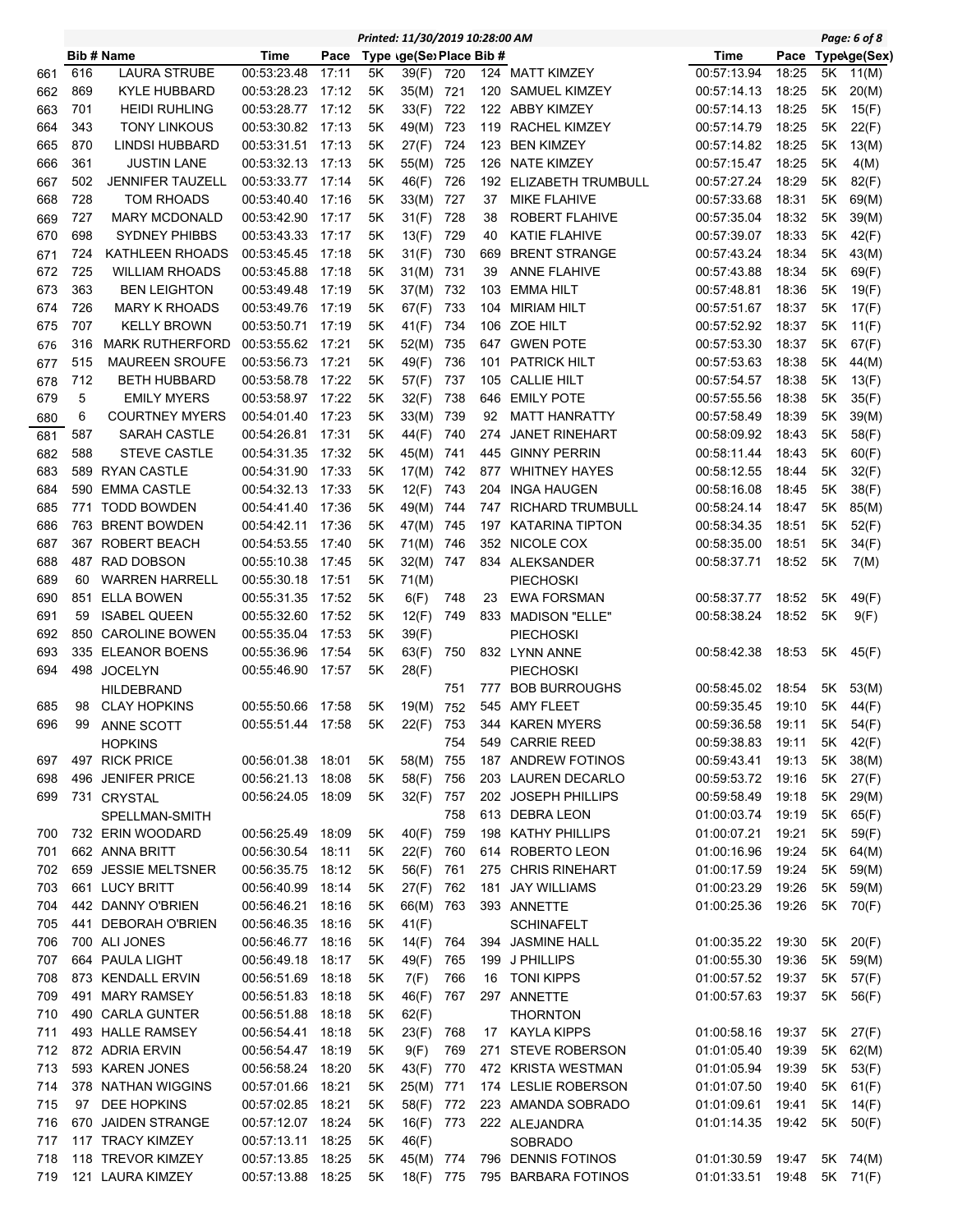| | Bib # | Name | Time | Pace | Type | Age(Sex) | Place | Bib # | Name | Time | Pace | Type | Age(Sex) |
|---|---|---|---|---|---|---|---|---|---|---|---|---|---|
| 661 | 616 | LAURA STRUBE | 00:53:23.48 | 17:11 | 5K | 39(F) | 720 | 124 | MATT KIMZEY | 00:57:13.94 | 18:25 | 5K | 11(M) |
| 662 | 869 | KYLE HUBBARD | 00:53:28.23 | 17:12 | 5K | 35(M) | 721 | 120 | SAMUEL KIMZEY | 00:57:14.13 | 18:25 | 5K | 20(M) |
| 663 | 701 | HEIDI RUHLING | 00:53:28.77 | 17:12 | 5K | 33(F) | 722 | 122 | ABBY KIMZEY | 00:57:14.13 | 18:25 | 5K | 15(F) |
| 664 | 343 | TONY LINKOUS | 00:53:30.82 | 17:13 | 5K | 49(M) | 723 | 119 | RACHEL KIMZEY | 00:57:14.79 | 18:25 | 5K | 22(F) |
| 665 | 870 | LINDSI HUBBARD | 00:53:31.51 | 17:13 | 5K | 27(F) | 724 | 123 | BEN KIMZEY | 00:57:14.82 | 18:25 | 5K | 13(M) |
| 666 | 361 | JUSTIN LANE | 00:53:32.13 | 17:13 | 5K | 55(M) | 725 | 126 | NATE KIMZEY | 00:57:15.47 | 18:25 | 5K | 4(M) |
| 667 | 502 | JENNIFER TAUZELL | 00:53:33.77 | 17:14 | 5K | 46(F) | 726 | 192 | ELIZABETH TRUMBULL | 00:57:27.24 | 18:29 | 5K | 82(F) |
| 668 | 728 | TOM RHOADS | 00:53:40.40 | 17:16 | 5K | 33(M) | 727 | 37 | MIKE FLAHIVE | 00:57:33.68 | 18:31 | 5K | 69(M) |
| 669 | 727 | MARY MCDONALD | 00:53:42.90 | 17:17 | 5K | 31(F) | 728 | 38 | ROBERT FLAHIVE | 00:57:35.04 | 18:32 | 5K | 39(M) |
| 670 | 698 | SYDNEY PHIBBS | 00:53:43.33 | 17:17 | 5K | 13(F) | 729 | 40 | KATIE FLAHIVE | 00:57:39.07 | 18:33 | 5K | 42(F) |
| 671 | 724 | KATHLEEN RHOADS | 00:53:45.45 | 17:18 | 5K | 31(F) | 730 | 669 | BRENT STRANGE | 00:57:43.24 | 18:34 | 5K | 43(M) |
| 672 | 725 | WILLIAM RHOADS | 00:53:45.88 | 17:18 | 5K | 31(M) | 731 | 39 | ANNE FLAHIVE | 00:57:43.88 | 18:34 | 5K | 69(F) |
| 673 | 363 | BEN LEIGHTON | 00:53:49.48 | 17:19 | 5K | 37(M) | 732 | 103 | EMMA HILT | 00:57:48.81 | 18:36 | 5K | 19(F) |
| 674 | 726 | MARY K RHOADS | 00:53:49.76 | 17:19 | 5K | 67(F) | 733 | 104 | MIRIAM HILT | 00:57:51.67 | 18:37 | 5K | 17(F) |
| 675 | 707 | KELLY BROWN | 00:53:50.71 | 17:19 | 5K | 41(F) | 734 | 106 | ZOE HILT | 00:57:52.92 | 18:37 | 5K | 11(F) |
| 676 | 316 | MARK RUTHERFORD | 00:53:55.62 | 17:21 | 5K | 52(M) | 735 | 647 | GWEN POTE | 00:57:53.30 | 18:37 | 5K | 67(F) |
| 677 | 515 | MAUREEN SROUFE | 00:53:56.73 | 17:21 | 5K | 49(F) | 736 | 101 | PATRICK HILT | 00:57:53.63 | 18:38 | 5K | 44(M) |
| 678 | 712 | BETH HUBBARD | 00:53:58.78 | 17:22 | 5K | 57(F) | 737 | 105 | CALLIE HILT | 00:57:54.57 | 18:38 | 5K | 13(F) |
| 679 | 5 | EMILY MYERS | 00:53:58.97 | 17:22 | 5K | 32(F) | 738 | 646 | EMILY POTE | 00:57:55.56 | 18:38 | 5K | 35(F) |
| 680 | 6 | COURTNEY MYERS | 00:54:01.40 | 17:23 | 5K | 33(M) | 739 | 92 | MATT HANRATTY | 00:57:58.49 | 18:39 | 5K | 39(M) |
| 681 | 587 | SARAH CASTLE | 00:54:26.81 | 17:31 | 5K | 44(F) | 740 | 274 | JANET RINEHART | 00:58:09.92 | 18:43 | 5K | 58(F) |
| 682 | 588 | STEVE CASTLE | 00:54:31.35 | 17:32 | 5K | 45(M) | 741 | 445 | GINNY PERRIN | 00:58:11.44 | 18:43 | 5K | 60(F) |
| 683 | 589 | RYAN CASTLE | 00:54:31.90 | 17:33 | 5K | 17(M) | 742 | 877 | WHITNEY HAYES | 00:58:12.55 | 18:44 | 5K | 32(F) |
| 684 | 590 | EMMA CASTLE | 00:54:32.13 | 17:33 | 5K | 12(F) | 743 | 204 | INGA HAUGEN | 00:58:16.08 | 18:45 | 5K | 38(F) |
| 685 | 771 | TODD BOWDEN | 00:54:41.40 | 17:36 | 5K | 49(M) | 744 | 747 | RICHARD TRUMBULL | 00:58:24.14 | 18:47 | 5K | 85(M) |
| 686 | 763 | BRENT BOWDEN | 00:54:42.11 | 17:36 | 5K | 47(M) | 745 | 197 | KATARINA TIPTON | 00:58:34.35 | 18:51 | 5K | 52(F) |
| 687 | 367 | ROBERT BEACH | 00:54:53.55 | 17:40 | 5K | 71(M) | 746 | 352 | NICOLE COX | 00:58:35.00 | 18:51 | 5K | 34(F) |
| 688 | 487 | RAD DOBSON | 00:55:10.38 | 17:45 | 5K | 32(M) | 747 | 834 | ALEKSANDER PIECHOSKI | 00:58:37.71 | 18:52 | 5K | 7(M) |
| 689 | 60 | WARREN HARRELL | 00:55:30.18 | 17:51 | 5K | 71(M) | | | | | | | |
| 690 | 851 | ELLA BOWEN | 00:55:31.35 | 17:52 | 5K | 6(F) | 748 | 23 | EWA FORSMAN | 00:58:37.77 | 18:52 | 5K | 49(F) |
| 691 | 59 | ISABEL QUEEN | 00:55:32.60 | 17:52 | 5K | 12(F) | 749 | 833 | MADISON "ELLE" PIECHOSKI | 00:58:38.24 | 18:52 | 5K | 9(F) |
| 692 | 850 | CAROLINE BOWEN | 00:55:35.04 | 17:53 | 5K | 39(F) | | | | | | | |
| 693 | 335 | ELEANOR BOENS | 00:55:36.96 | 17:54 | 5K | 63(F) | 750 | 832 | LYNN ANNE PIECHOSKI | 00:58:42.38 | 18:53 | 5K | 45(F) |
| 694 | 498 | JOCELYN HILDEBRAND | 00:55:46.90 | 17:57 | 5K | 28(F) | | | | | | | |
| | | | | | | | 751 | 777 | BOB BURROUGHS | 00:58:45.02 | 18:54 | 5K | 53(M) |
| 685 | 98 | CLAY HOPKINS | 00:55:50.66 | 17:58 | 5K | 19(M) | 752 | 545 | AMY FLEET | 00:59:35.45 | 19:10 | 5K | 44(F) |
| 696 | 99 | ANNE SCOTT HOPKINS | 00:55:51.44 | 17:58 | 5K | 22(F) | 753 | 344 | KAREN MYERS | 00:59:36.58 | 19:11 | 5K | 54(F) |
| | | | | | | | 754 | 549 | CARRIE REED | 00:59:38.83 | 19:11 | 5K | 42(F) |
| 697 | 497 | RICK PRICE | 00:56:01.38 | 18:01 | 5K | 58(M) | 755 | 187 | ANDREW FOTINOS | 00:59:43.41 | 19:13 | 5K | 38(M) |
| 698 | 496 | JENIFER PRICE | 00:56:21.13 | 18:08 | 5K | 58(F) | 756 | 203 | LAUREN DECARLO | 00:59:53.72 | 19:16 | 5K | 27(F) |
| 699 | 731 | CRYSTAL SPELLMAN-SMITH | 00:56:24.05 | 18:09 | 5K | 32(F) | 757 | 202 | JOSEPH PHILLIPS | 00:59:58.49 | 19:18 | 5K | 29(M) |
| | | | | | | | 758 | 613 | DEBRA LEON | 01:00:03.74 | 19:19 | 5K | 65(F) |
| 700 | 732 | ERIN WOODARD | 00:56:25.49 | 18:09 | 5K | 40(F) | 759 | 198 | KATHY PHILLIPS | 01:00:07.21 | 19:21 | 5K | 59(F) |
| 701 | 662 | ANNA BRITT | 00:56:30.54 | 18:11 | 5K | 22(F) | 760 | 614 | ROBERTO LEON | 01:00:16.96 | 19:24 | 5K | 64(M) |
| 702 | 659 | JESSIE MELTSNER | 00:56:35.75 | 18:12 | 5K | 56(F) | 761 | 275 | CHRIS RINEHART | 01:00:17.59 | 19:24 | 5K | 59(M) |
| 703 | 661 | LUCY BRITT | 00:56:40.99 | 18:14 | 5K | 27(F) | 762 | 181 | JAY WILLIAMS | 01:00:23.29 | 19:26 | 5K | 59(M) |
| 704 | 442 | DANNY O'BRIEN | 00:56:46.21 | 18:16 | 5K | 66(M) | 763 | 393 | ANNETTE SCHINAFELT | 01:00:25.36 | 19:26 | 5K | 70(F) |
| 705 | 441 | DEBORAH O'BRIEN | 00:56:46.35 | 18:16 | 5K | 41(F) | | | | | | | |
| 706 | 700 | ALI JONES | 00:56:46.77 | 18:16 | 5K | 14(F) | 764 | 394 | JASMINE HALL | 01:00:35.22 | 19:30 | 5K | 20(F) |
| 707 | 664 | PAULA LIGHT | 00:56:49.18 | 18:17 | 5K | 49(F) | 765 | 199 | J PHILLIPS | 01:00:55.30 | 19:36 | 5K | 59(M) |
| 708 | 873 | KENDALL ERVIN | 00:56:51.69 | 18:18 | 5K | 7(F) | 766 | 16 | TONI KIPPS | 01:00:57.52 | 19:37 | 5K | 57(F) |
| 709 | 491 | MARY RAMSEY | 00:56:51.83 | 18:18 | 5K | 46(F) | 767 | 297 | ANNETTE THORNTON | 01:00:57.63 | 19:37 | 5K | 56(F) |
| 710 | 490 | CARLA GUNTER | 00:56:51.88 | 18:18 | 5K | 62(F) | | | | | | | |
| 711 | 493 | HALLE RAMSEY | 00:56:54.41 | 18:18 | 5K | 23(F) | 768 | 17 | KAYLA KIPPS | 01:00:58.16 | 19:37 | 5K | 27(F) |
| 712 | 872 | ADRIA ERVIN | 00:56:54.47 | 18:19 | 5K | 9(F) | 769 | 271 | STEVE ROBERSON | 01:01:05.40 | 19:39 | 5K | 62(M) |
| 713 | 593 | KAREN JONES | 00:56:58.24 | 18:20 | 5K | 43(F) | 770 | 472 | KRISTA WESTMAN | 01:01:05.94 | 19:39 | 5K | 53(F) |
| 714 | 378 | NATHAN WIGGINS | 00:57:01.66 | 18:21 | 5K | 25(M) | 771 | 174 | LESLIE ROBERSON | 01:01:07.50 | 19:40 | 5K | 61(F) |
| 715 | 97 | DEE HOPKINS | 00:57:02.85 | 18:21 | 5K | 58(F) | 772 | 223 | AMANDA SOBRADO | 01:01:09.61 | 19:41 | 5K | 14(F) |
| 716 | 670 | JAIDEN STRANGE | 00:57:12.07 | 18:24 | 5K | 16(F) | 773 | 222 | ALEJANDRA SOBRADO | 01:01:14.35 | 19:42 | 5K | 50(F) |
| 717 | 117 | TRACY KIMZEY | 00:57:13.11 | 18:25 | 5K | 46(F) | | | | | | | |
| 718 | 118 | TREVOR KIMZEY | 00:57:13.85 | 18:25 | 5K | 45(M) | 774 | 796 | DENNIS FOTINOS | 01:01:30.59 | 19:47 | 5K | 74(M) |
| 719 | 121 | LAURA KIMZEY | 00:57:13.88 | 18:25 | 5K | 18(F) | 775 | 795 | BARBARA FOTINOS | 01:01:33.51 | 19:48 | 5K | 71(F) |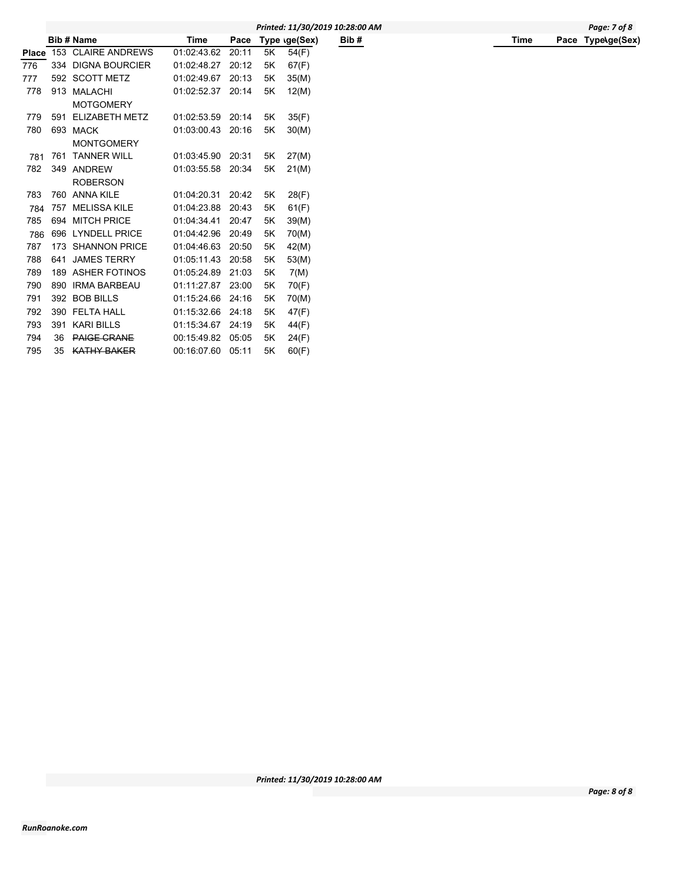| Place | Bib # | Name | Time | Pace | Type | Age(Sex) |
|---|---|---|---|---|---|---|
| | 153 | CLAIRE ANDREWS | 01:02:43.62 | 20:11 | 5K | 54(F) |
| 776 | 334 | DIGNA BOURCIER | 01:02:48.27 | 20:12 | 5K | 67(F) |
| 777 | 592 | SCOTT METZ | 01:02:49.67 | 20:13 | 5K | 35(M) |
| 778 | 913 | MALACHI MOTGOMERY | 01:02:52.37 | 20:14 | 5K | 12(M) |
| 779 | 591 | ELIZABETH METZ | 01:02:53.59 | 20:14 | 5K | 35(F) |
| 780 | 693 | MACK MONTGOMERY | 01:03:00.43 | 20:16 | 5K | 30(M) |
| 781 | 761 | TANNER WILL | 01:03:45.90 | 20:31 | 5K | 27(M) |
| 782 | 349 | ANDREW ROBERSON | 01:03:55.58 | 20:34 | 5K | 21(M) |
| 783 | 760 | ANNA KILE | 01:04:20.31 | 20:42 | 5K | 28(F) |
| 784 | 757 | MELISSA KILE | 01:04:23.88 | 20:43 | 5K | 61(F) |
| 785 | 694 | MITCH PRICE | 01:04:34.41 | 20:47 | 5K | 39(M) |
| 786 | 696 | LYNDELL PRICE | 01:04:42.96 | 20:49 | 5K | 70(M) |
| 787 | 173 | SHANNON PRICE | 01:04:46.63 | 20:50 | 5K | 42(M) |
| 788 | 641 | JAMES TERRY | 01:05:11.43 | 20:58 | 5K | 53(M) |
| 789 | 189 | ASHER FOTINOS | 01:05:24.89 | 21:03 | 5K | 7(M) |
| 790 | 890 | IRMA BARBEAU | 01:11:27.87 | 23:00 | 5K | 70(F) |
| 791 | 392 | BOB BILLS | 01:15:24.66 | 24:16 | 5K | 70(M) |
| 792 | 390 | FELTA HALL | 01:15:32.66 | 24:18 | 5K | 47(F) |
| 793 | 391 | KARI BILLS | 01:15:34.67 | 24:19 | 5K | 44(F) |
| 794 | 36 | ~~PAIGE CRANE~~ | 00:15:49.82 | 05:05 | 5K | 24(F) |
| 795 | 35 | ~~KATHY BAKER~~ | 00:16:07.60 | 05:11 | 5K | 60(F) |

| Bib # | Time | Pace | Type | Age(Sex) |
|---|---|---|---|---|

*RunRoanoke.com*